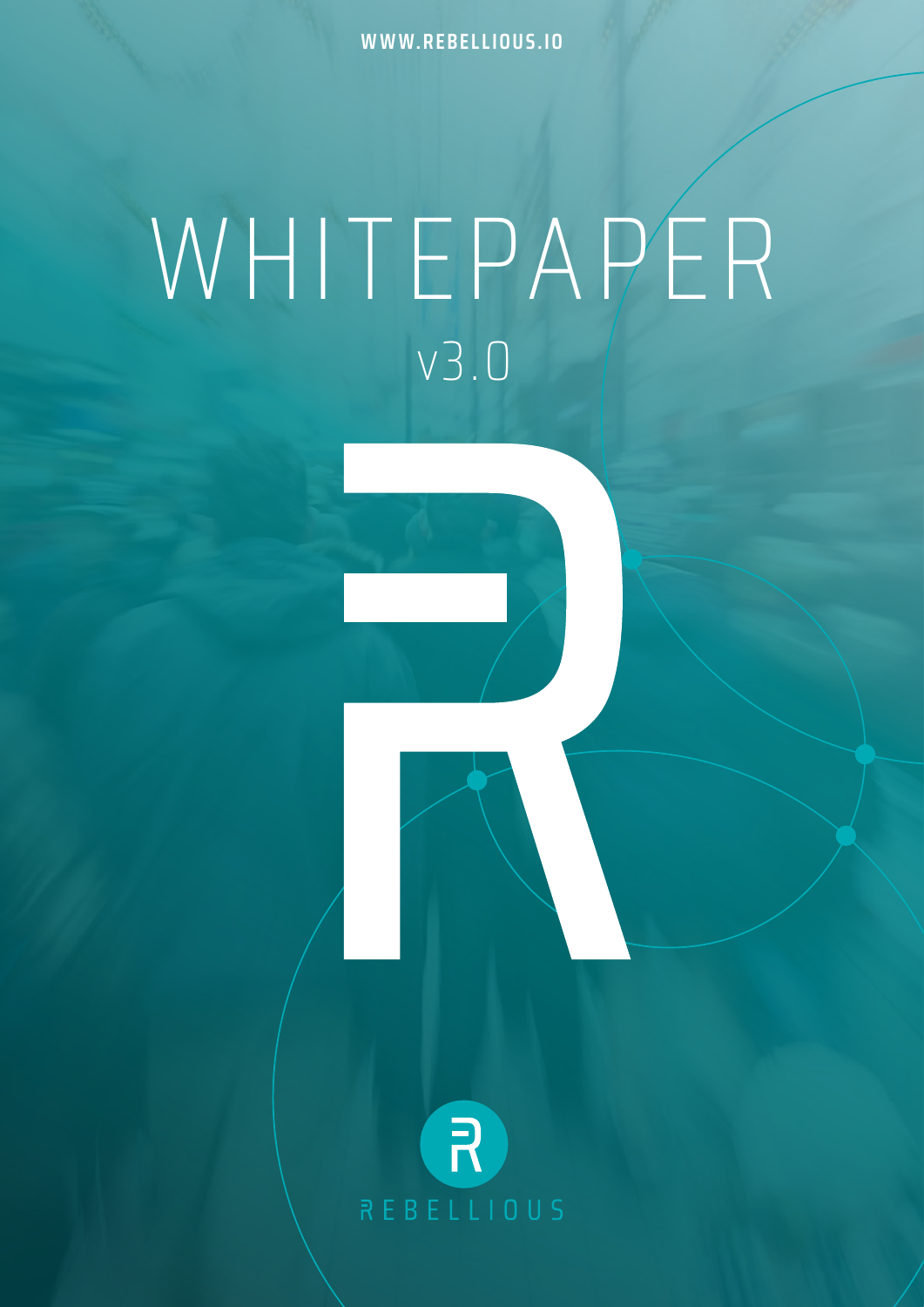WWW.REBELLIOUS.IO

# WHITEPAPER

v3.0

REBELLIOUS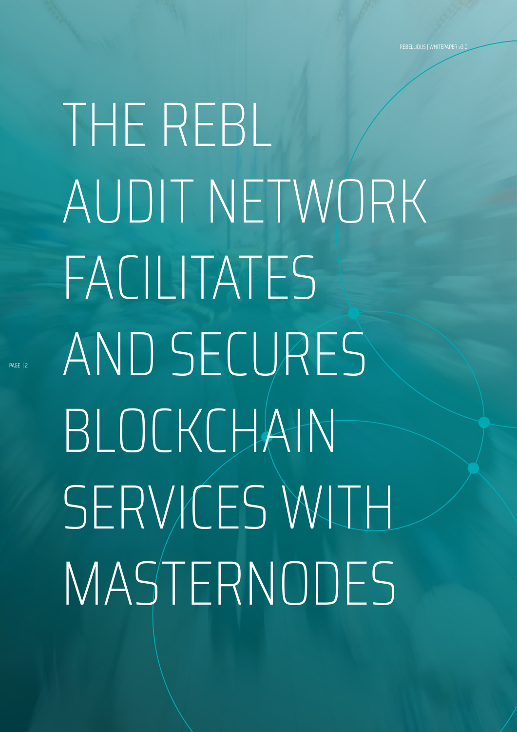# THE REBL AUDIT NETWORK FACILITATES AND SECURES BLOCKCHAIN SERVICES WITH MASTERNODES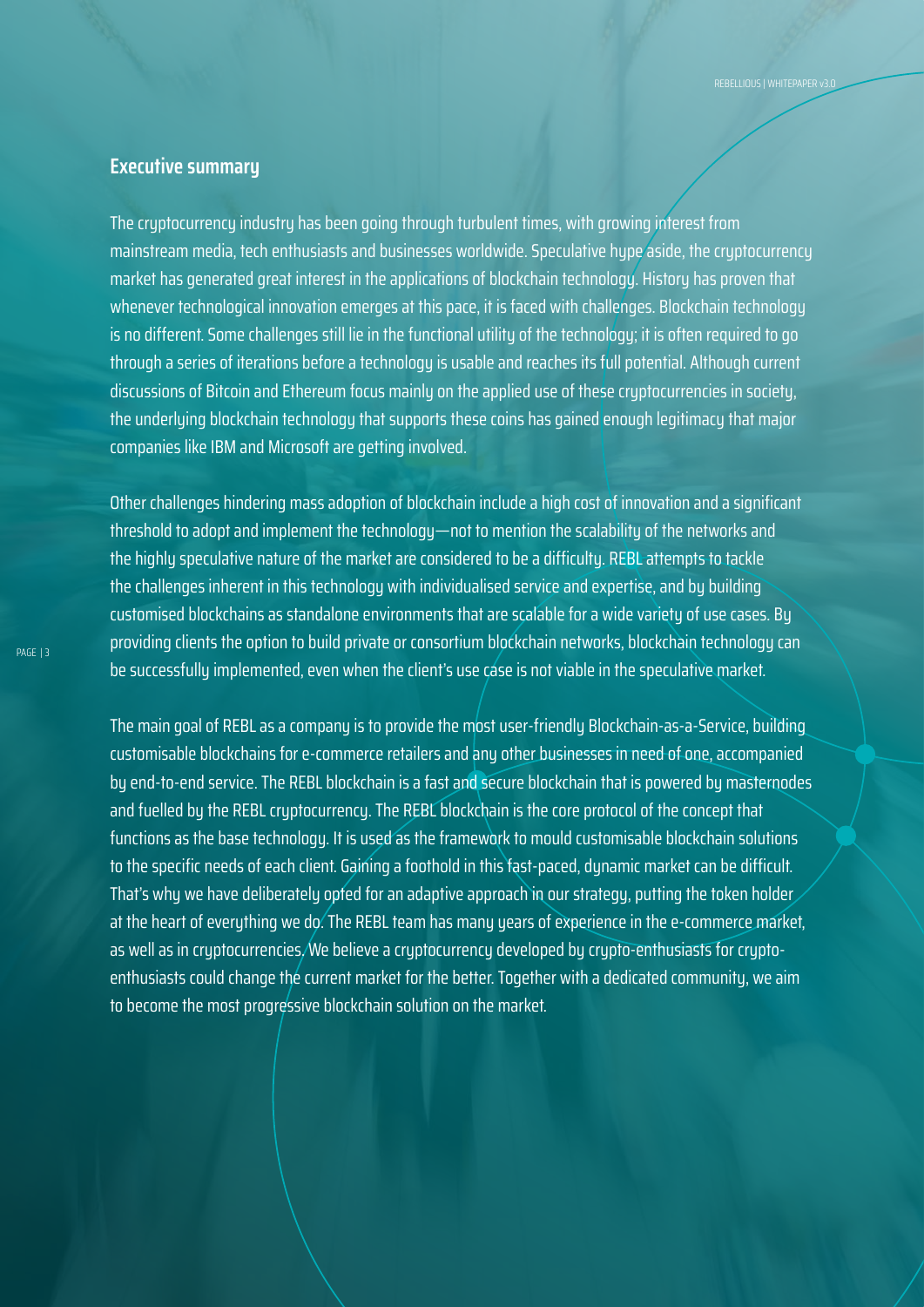## Executive summary

The cryptocurrency industry has been going through turbulent times, with growing interest from mainstream media, tech enthusiasts and businesses worldwide. Speculative hype aside, the cryptocurrency market has generated great interest in the applications of blockchain technology. History has proven that whenever technological innovation emerges at this pace, it is faced with challenges. Blockchain technology is no different. Some challenges still lie in the functional utility of the technology; it is often required to go through a series of iterations before a technology is usable and reaches its full potential. Although current discussions of Bitcoin and Ethereum focus mainly on the applied use of these cryptocurrencies in society, the underlying blockchain technology that supports these coins has gained enough legitimacy that major companies like IBM and Microsoft are getting involved.

Other challenges hindering mass adoption of blockchain include a high cost of innovation and a significant threshold to adopt and implement the technology—not to mention the scalability of the networks and the highly speculative nature of the market are considered to be a difficulty. REBL attempts to tackle the challenges inherent in this technology with individualised service and expertise, and by building customised blockchains as standalone environments that are scalable for a wide variety of use cases. By providing clients the option to build private or consortium blockchain networks, blockchain technology can be successfully implemented, even when the client's use case is not viable in the speculative market.

The main goal of REBL as a company is to provide the most user-friendly Blockchain-as-a-Service, building customisable blockchains for e-commerce retailers and any other businesses in need of one, accompanied by end-to-end service. The REBL blockchain is a fast and secure blockchain that is powered by masternodes and fuelled by the REBL cryptocurrency. The REBL blockchain is the core protocol of the concept that functions as the base technology. It is used as the framework to mould customisable blockchain solutions to the specific needs of each client. Gaining a foothold in this fast-paced, dynamic market can be difficult. That's why we have deliberately opted for an adaptive approach in our strategy, putting the token holder at the heart of everything we do. The REBL team has many years of experience in the e-commerce market, as well as in cryptocurrencies. We believe a cryptocurrency developed by crypto-enthusiasts for crypto-enthusiasts could change the current market for the better. Together with a dedicated community, we aim to become the most progressive blockchain solution on the market.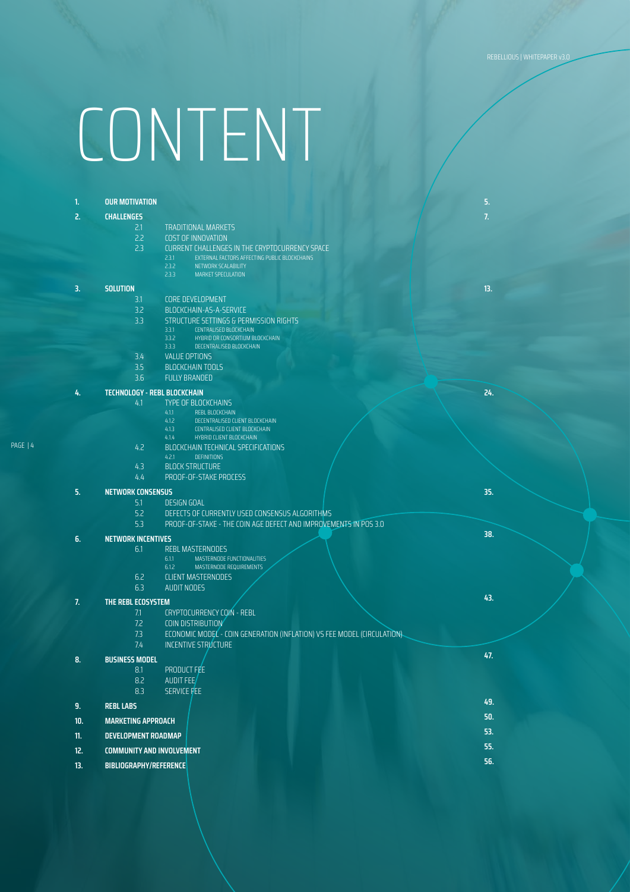# CONTENT

| | | | |
|---|---|---|---|
| **1.** | **OUR MOTIVATION** | | **5.** |
| **2.** | **CHALLENGES** | | **7.** |
| | 2.1 | TRADITIONAL MARKETS | |
| | 2.2 | COST OF INNOVATION | |
| | 2.3 | CURRENT CHALLENGES IN THE CRYPTOCURRENCY SPACE | |
| | 2.3.1 | EXTERNAL FACTORS AFFECTING PUBLIC BLOCKCHAINS | |
| | 2.3.2 | NETWORK SCALABILITY | |
| | 2.3.3 | MARKET SPECULATION | |
| **3.** | **SOLUTION** | | **13.** |
| | 3.1 | CORE DEVELOPMENT | |
| | 3.2 | BLOCKCHAIN-AS-A-SERVICE | |
| | 3.3 | STRUCTURE SETTINGS & PERMISSION RIGHTS | |
| | 3.3.1 | CENTRALISED BLOCKCHAIN | |
| | 3.3.2 | HYBRID OR CONSORTIUM BLOCKCHAIN | |
| | 3.3.3 | DECENTRALISED BLOCKCHAIN | |
| | 3.4 | VALUE OPTIONS | |
| | 3.5 | BLOCKCHAIN TOOLS | |
| | 3.6 | FULLY BRANDED | |
| **4.** | **TECHNOLOGY - REBL BLOCKCHAIN** | | **24.** |
| | 4.1 | TYPE OF BLOCKCHAINS | |
| | 4.1.1 | REBL BLOCKCHAIN | |
| | 4.1.2 | DECENTRALISED CLIENT BLOCKCHAIN | |
| | 4.1.3 | CENTRALISED CLIENT BLOCKCHAIN | |
| | 4.1.4 | HYBRID CLIENT BLOCKCHAIN | |
| | 4.2 | BLOCKCHAIN TECHNICAL SPECIFICATIONS | |
| | 4.2.1 | DEFINITIONS | |
| | 4.3 | BLOCK STRUCTURE | |
| | 4.4 | PROOF-OF-STAKE PROCESS | |
| **5.** | **NETWORK CONSENSUS** | | **35.** |
| | 5.1 | DESIGN GOAL | |
| | 5.2 | DEFECTS OF CURRENTLY USED CONSENSUS ALGORITHMS | |
| | 5.3 | PROOF-OF-STAKE - THE COIN AGE DEFECT AND IMPROVEMENTS IN POS 3.0 | |
| **6.** | **NETWORK INCENTIVES** | | **38.** |
| | 6.1 | REBL MASTERNODES | |
| | 6.1.1 | MASTERNODE FUNCTIONALITIES | |
| | 6.1.2 | MASTERNODE REQUIREMENTS | |
| | 6.2 | CLIENT MASTERNODES | |
| | 6.3 | AUDIT NODES | |
| **7.** | **THE REBL ECOSYSTEM** | | **43.** |
| | 7.1 | CRYPTOCURRENCY COIN - REBL | |
| | 7.2 | COIN DISTRIBUTION | |
| | 7.3 | ECONOMIC MODEL - COIN GENERATION (INFLATION) VS FEE MODEL (CIRCULATION) | |
| | 7.4 | INCENTIVE STRUCTURE | |
| **8.** | **BUSINESS MODEL** | | **47.** |
| | 8.1 | PRODUCT FEE | |
| | 8.2 | AUDIT FEE | |
| | 8.3 | SERVICE FEE | |
| **9.** | **REBL LABS** | | **49.** |
| **10.** | **MARKETING APPROACH** | | **50.** |
| **11.** | **DEVELOPMENT ROADMAP** | | **53.** |
| **12.** | **COMMUNITY AND INVOLVEMENT** | | **55.** |
| **13.** | **BIBLIOGRAPHY/REFERENCE** | | **56.** |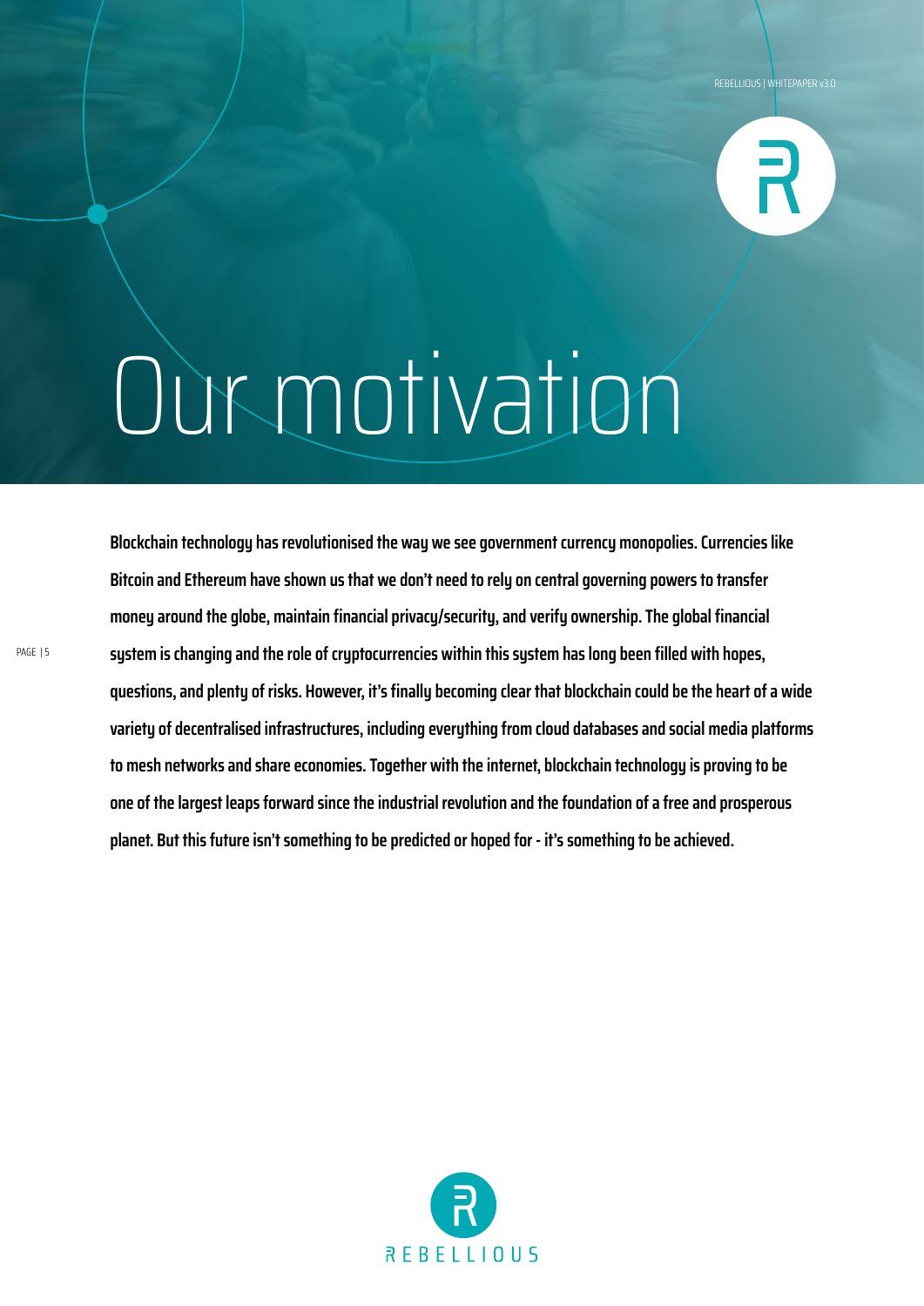# Our motivation

**Blockchain technology has revolutionised the way we see government currency monopolies. Currencies like Bitcoin and Ethereum have shown us that we don't need to rely on central governing powers to transfer money around the globe, maintain financial privacy/security, and verify ownership. The global financial system is changing and the role of cryptocurrencies within this system has long been filled with hopes, questions, and plenty of risks. However, it's finally becoming clear that blockchain could be the heart of a wide variety of decentralised infrastructures, including everything from cloud databases and social media platforms to mesh networks and share economies. Together with the internet, blockchain technology is proving to be one of the largest leaps forward since the industrial revolution and the foundation of a free and prosperous planet. But this future isn't something to be predicted or hoped for - it's something to be achieved.**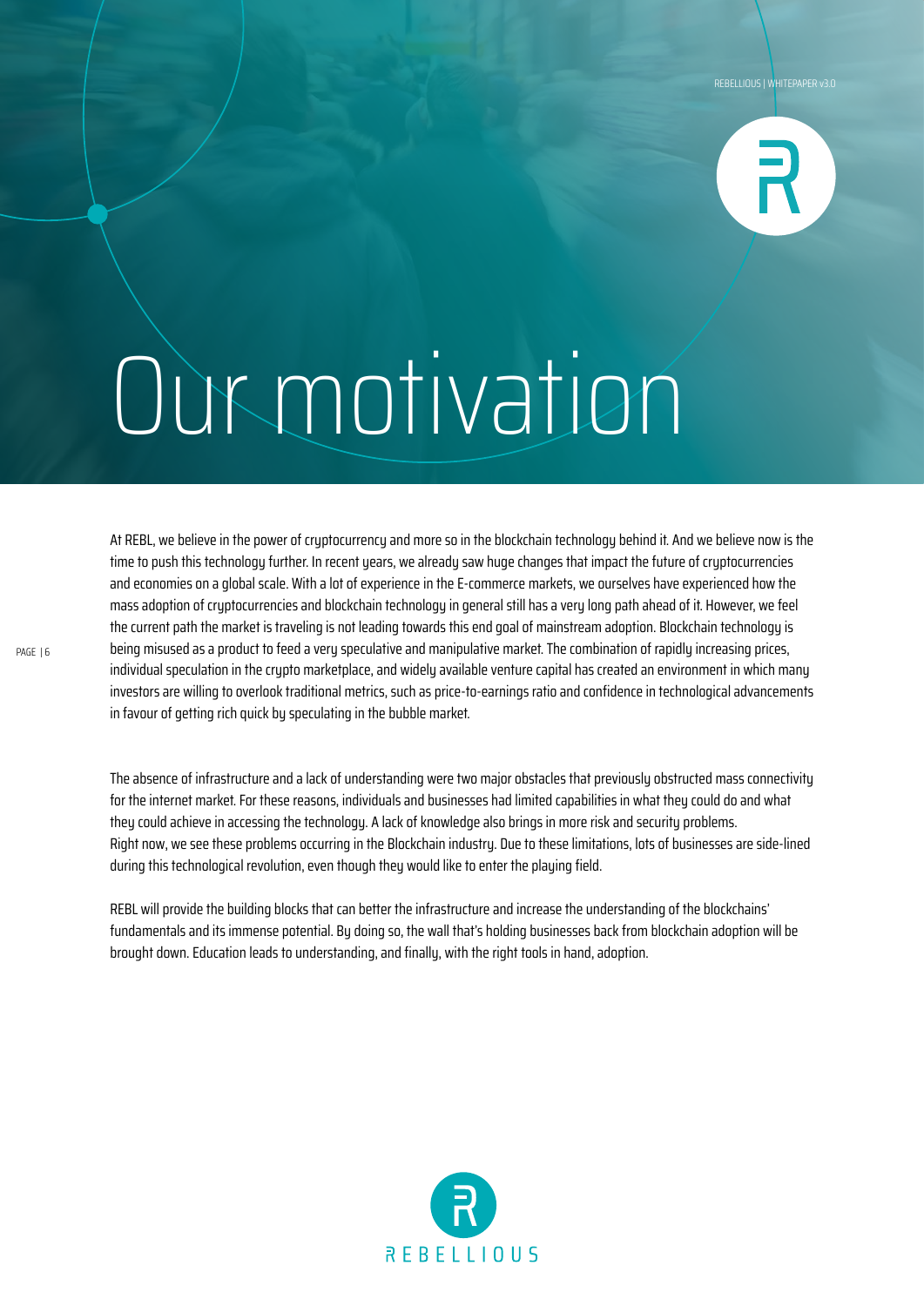# Our motivation

At REBL, we believe in the power of cryptocurrency and more so in the blockchain technology behind it. And we believe now is the time to push this technology further. In recent years, we already saw huge changes that impact the future of cryptocurrencies and economies on a global scale. With a lot of experience in the E-commerce markets, we ourselves have experienced how the mass adoption of cryptocurrencies and blockchain technology in general still has a very long path ahead of it. However, we feel the current path the market is traveling is not leading towards this end goal of mainstream adoption. Blockchain technology is being misused as a product to feed a very speculative and manipulative market. The combination of rapidly increasing prices, individual speculation in the crypto marketplace, and widely available venture capital has created an environment in which many investors are willing to overlook traditional metrics, such as price-to-earnings ratio and confidence in technological advancements in favour of getting rich quick by speculating in the bubble market.

The absence of infrastructure and a lack of understanding were two major obstacles that previously obstructed mass connectivity for the internet market. For these reasons, individuals and businesses had limited capabilities in what they could do and what they could achieve in accessing the technology. A lack of knowledge also brings in more risk and security problems.
Right now, we see these problems occurring in the Blockchain industry. Due to these limitations, lots of businesses are side-lined during this technological revolution, even though they would like to enter the playing field.

REBL will provide the building blocks that can better the infrastructure and increase the understanding of the blockchains' fundamentals and its immense potential. By doing so, the wall that's holding businesses back from blockchain adoption will be brought down. Education leads to understanding, and finally, with the right tools in hand, adoption.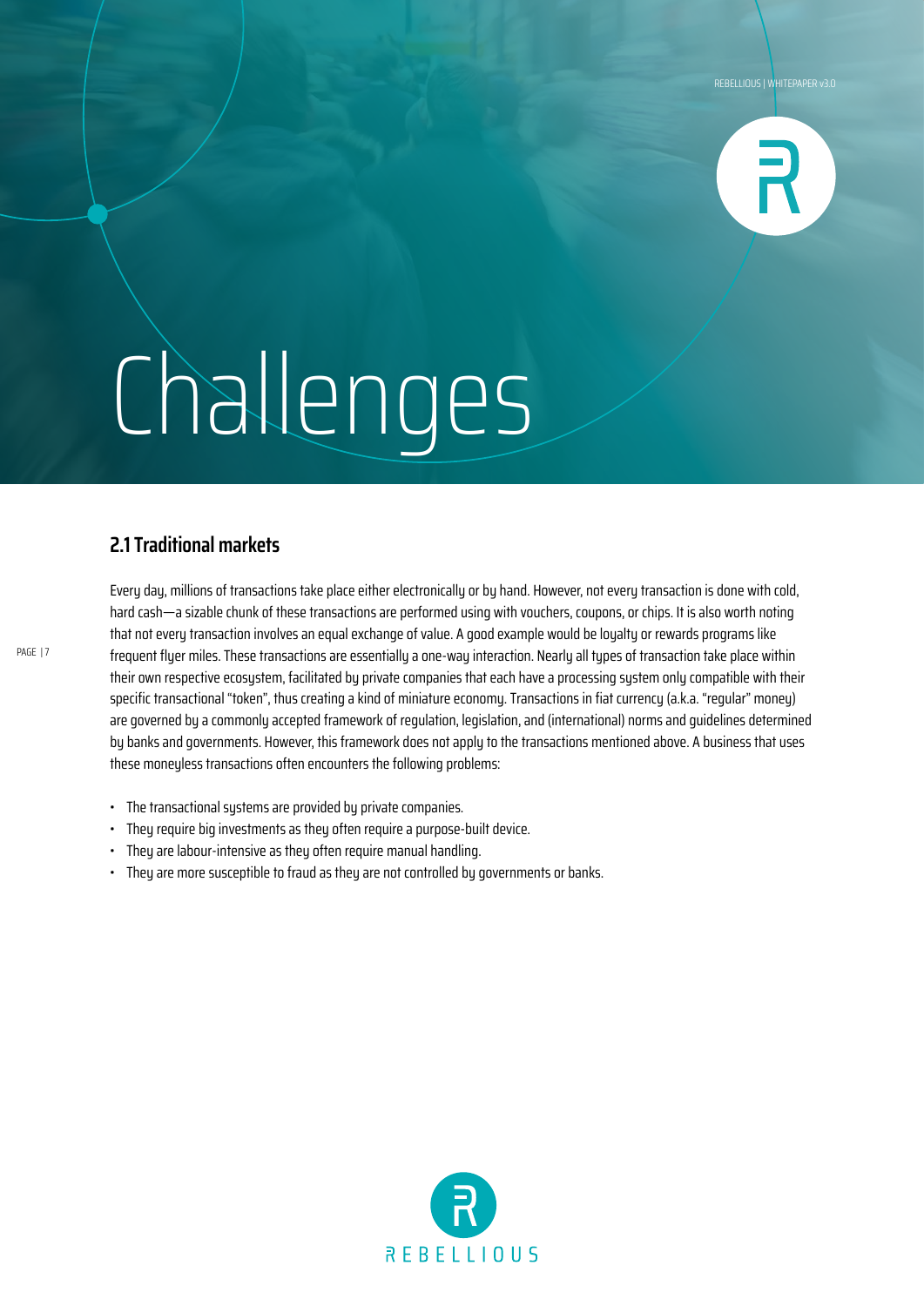# Challenges

## 2.1 Traditional markets

Every day, millions of transactions take place either electronically or by hand. However, not every transaction is done with cold, hard cash—a sizable chunk of these transactions are performed using with vouchers, coupons, or chips. It is also worth noting that not every transaction involves an equal exchange of value. A good example would be loyalty or rewards programs like frequent flyer miles. These transactions are essentially a one-way interaction. Nearly all types of transaction take place within their own respective ecosystem, facilitated by private companies that each have a processing system only compatible with their specific transactional "token", thus creating a kind of miniature economy. Transactions in fiat currency (a.k.a. "regular" money) are governed by a commonly accepted framework of regulation, legislation, and (international) norms and guidelines determined by banks and governments. However, this framework does not apply to the transactions mentioned above. A business that uses these moneyless transactions often encounters the following problems:

- The transactional systems are provided by private companies.
- They require big investments as they often require a purpose-built device.
- They are labour-intensive as they often require manual handling.
- They are more susceptible to fraud as they are not controlled by governments or banks.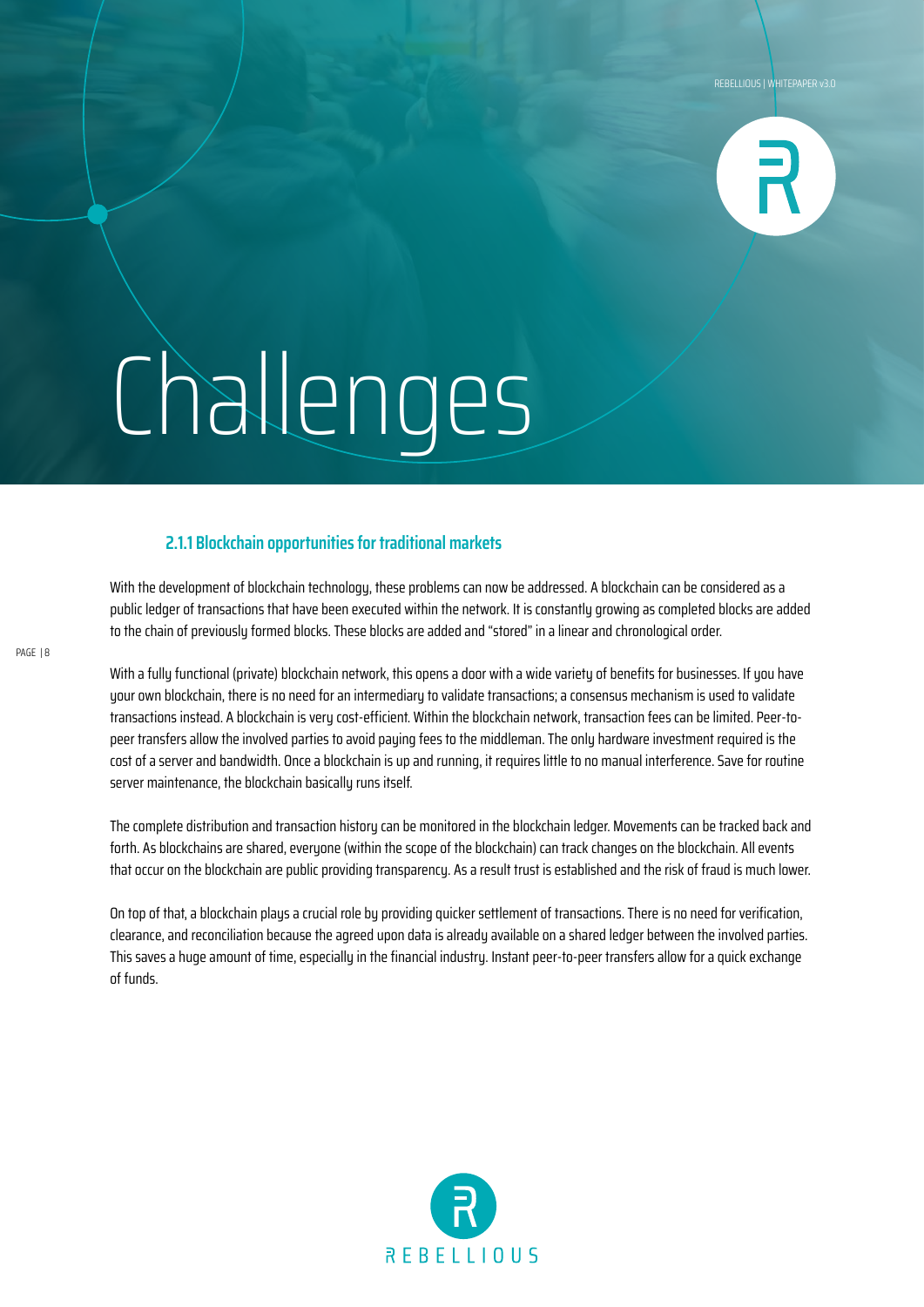# Challenges

### 2.1.1 Blockchain opportunities for traditional markets

With the development of blockchain technology, these problems can now be addressed. A blockchain can be considered as a public ledger of transactions that have been executed within the network. It is constantly growing as completed blocks are added to the chain of previously formed blocks. These blocks are added and "stored" in a linear and chronological order.

With a fully functional (private) blockchain network, this opens a door with a wide variety of benefits for businesses. If you have your own blockchain, there is no need for an intermediary to validate transactions; a consensus mechanism is used to validate transactions instead. A blockchain is very cost-efficient. Within the blockchain network, transaction fees can be limited. Peer-to-peer transfers allow the involved parties to avoid paying fees to the middleman. The only hardware investment required is the cost of a server and bandwidth. Once a blockchain is up and running, it requires little to no manual interference. Save for routine server maintenance, the blockchain basically runs itself.

The complete distribution and transaction history can be monitored in the blockchain ledger. Movements can be tracked back and forth. As blockchains are shared, everyone (within the scope of the blockchain) can track changes on the blockchain. All events that occur on the blockchain are public providing transparency. As a result trust is established and the risk of fraud is much lower.

On top of that, a blockchain plays a crucial role by providing quicker settlement of transactions. There is no need for verification, clearance, and reconciliation because the agreed upon data is already available on a shared ledger between the involved parties. This saves a huge amount of time, especially in the financial industry. Instant peer-to-peer transfers allow for a quick exchange of funds.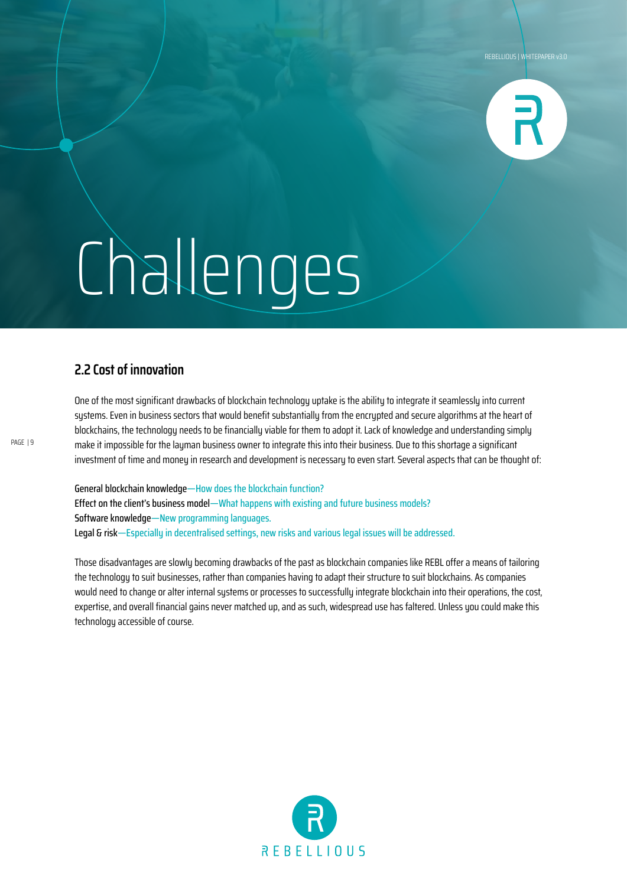# Challenges

## 2.2 Cost of innovation

One of the most significant drawbacks of blockchain technology uptake is the ability to integrate it seamlessly into current systems. Even in business sectors that would benefit substantially from the encrypted and secure algorithms at the heart of blockchains, the technology needs to be financially viable for them to adopt it. Lack of knowledge and understanding simply make it impossible for the layman business owner to integrate this into their business. Due to this shortage a significant investment of time and money in research and development is necessary to even start. Several aspects that can be thought of:

General blockchain knowledge—How does the blockchain function?
Effect on the client's business model—What happens with existing and future business models?
Software knowledge—New programming languages.
Legal & risk—Especially in decentralised settings, new risks and various legal issues will be addressed.

Those disadvantages are slowly becoming drawbacks of the past as blockchain companies like REBL offer a means of tailoring the technology to suit businesses, rather than companies having to adapt their structure to suit blockchains. As companies would need to change or alter internal systems or processes to successfully integrate blockchain into their operations, the cost, expertise, and overall financial gains never matched up, and as such, widespread use has faltered. Unless you could make this technology accessible of course.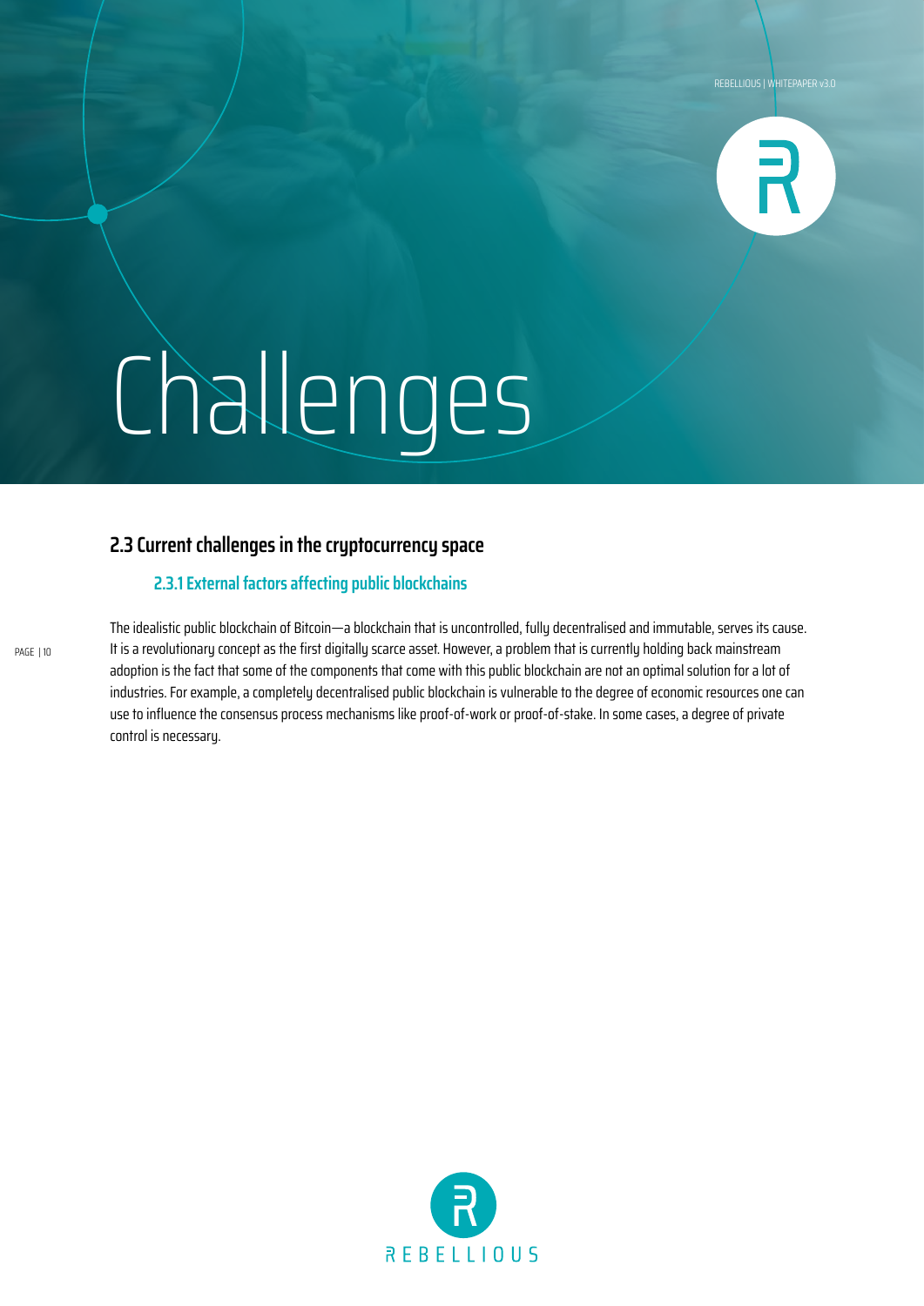# Challenges

## 2.3 Current challenges in the cryptocurrency space

### 2.3.1 External factors affecting public blockchains

The idealistic public blockchain of Bitcoin—a blockchain that is uncontrolled, fully decentralised and immutable, serves its cause. It is a revolutionary concept as the first digitally scarce asset. However, a problem that is currently holding back mainstream adoption is the fact that some of the components that come with this public blockchain are not an optimal solution for a lot of industries. For example, a completely decentralised public blockchain is vulnerable to the degree of economic resources one can use to influence the consensus process mechanisms like proof-of-work or proof-of-stake. In some cases, a degree of private control is necessary.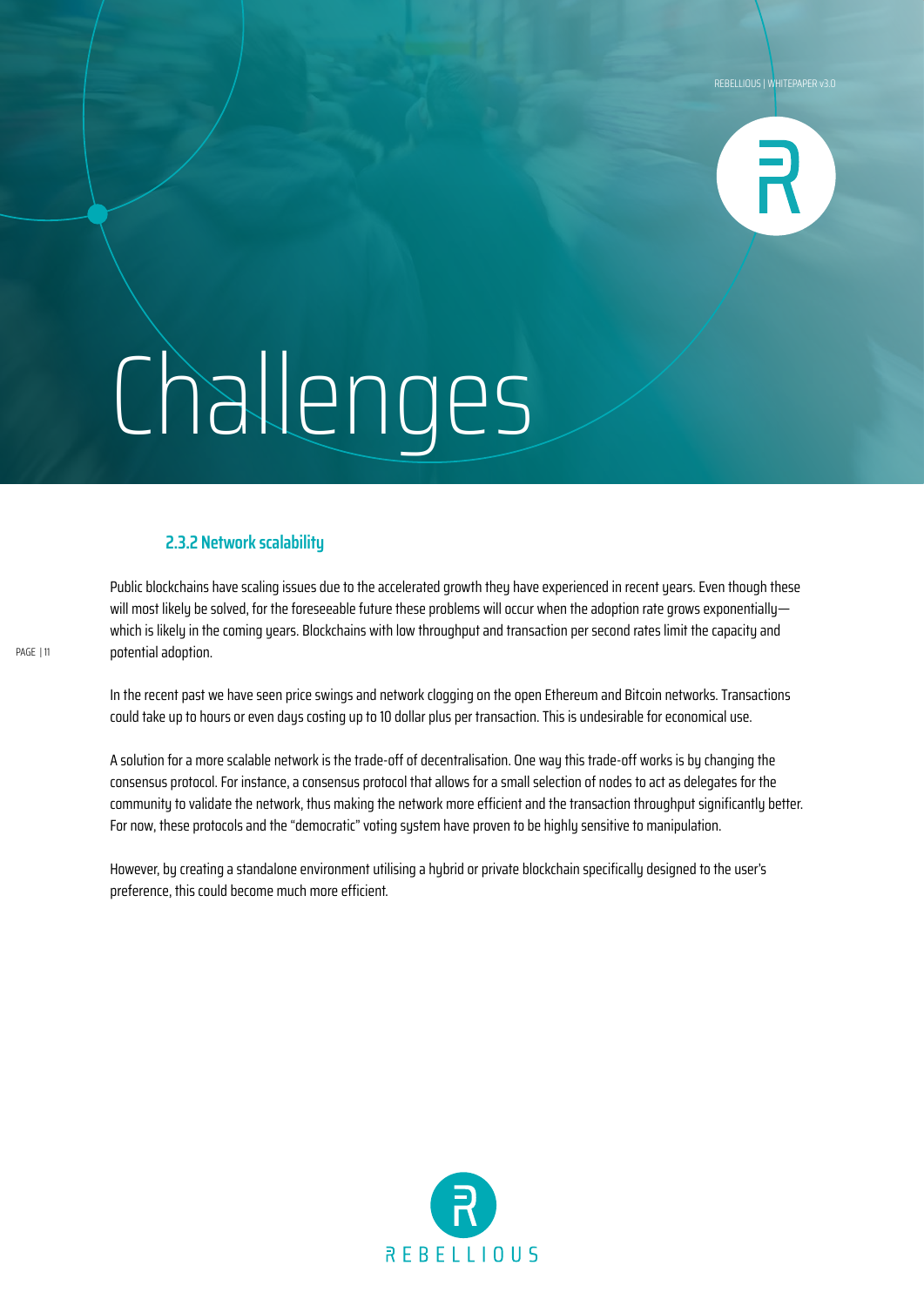# Challenges

### 2.3.2 Network scalability

Public blockchains have scaling issues due to the accelerated growth they have experienced in recent years. Even though these will most likely be solved, for the foreseeable future these problems will occur when the adoption rate grows exponentially—which is likely in the coming years. Blockchains with low throughput and transaction per second rates limit the capacity and potential adoption.

In the recent past we have seen price swings and network clogging on the open Ethereum and Bitcoin networks. Transactions could take up to hours or even days costing up to 10 dollar plus per transaction. This is undesirable for economical use.

A solution for a more scalable network is the trade-off of decentralisation. One way this trade-off works is by changing the consensus protocol. For instance, a consensus protocol that allows for a small selection of nodes to act as delegates for the community to validate the network, thus making the network more efficient and the transaction throughput significantly better. For now, these protocols and the "democratic" voting system have proven to be highly sensitive to manipulation.

However, by creating a standalone environment utilising a hybrid or private blockchain specifically designed to the user's preference, this could become much more efficient.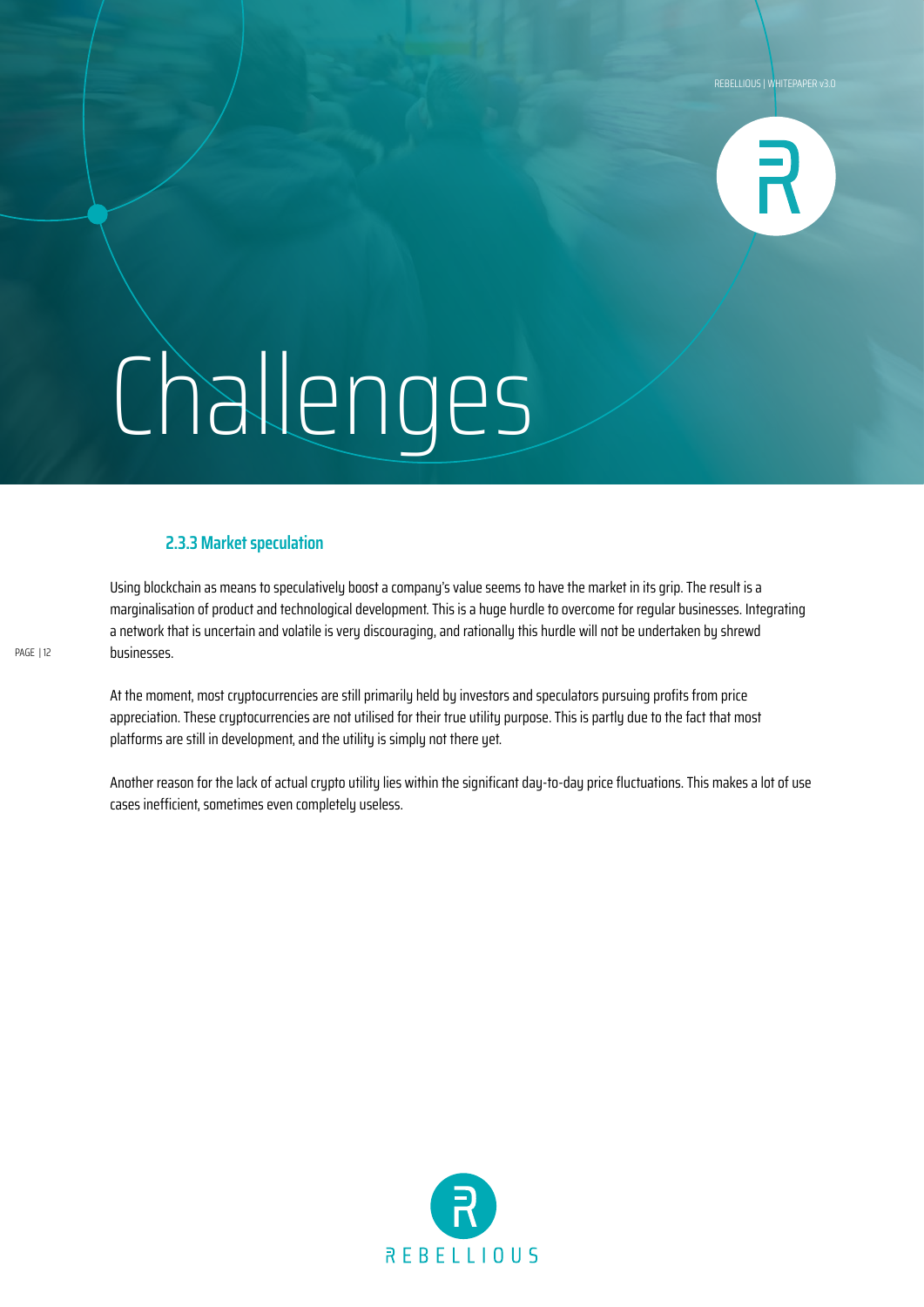# Challenges

### 2.3.3 Market speculation

Using blockchain as means to speculatively boost a company's value seems to have the market in its grip. The result is a marginalisation of product and technological development. This is a huge hurdle to overcome for regular businesses. Integrating a network that is uncertain and volatile is very discouraging, and rationally this hurdle will not be undertaken by shrewd businesses.

At the moment, most cryptocurrencies are still primarily held by investors and speculators pursuing profits from price appreciation. These cryptocurrencies are not utilised for their true utility purpose. This is partly due to the fact that most platforms are still in development, and the utility is simply not there yet.

Another reason for the lack of actual crypto utility lies within the significant day-to-day price fluctuations. This makes a lot of use cases inefficient, sometimes even completely useless.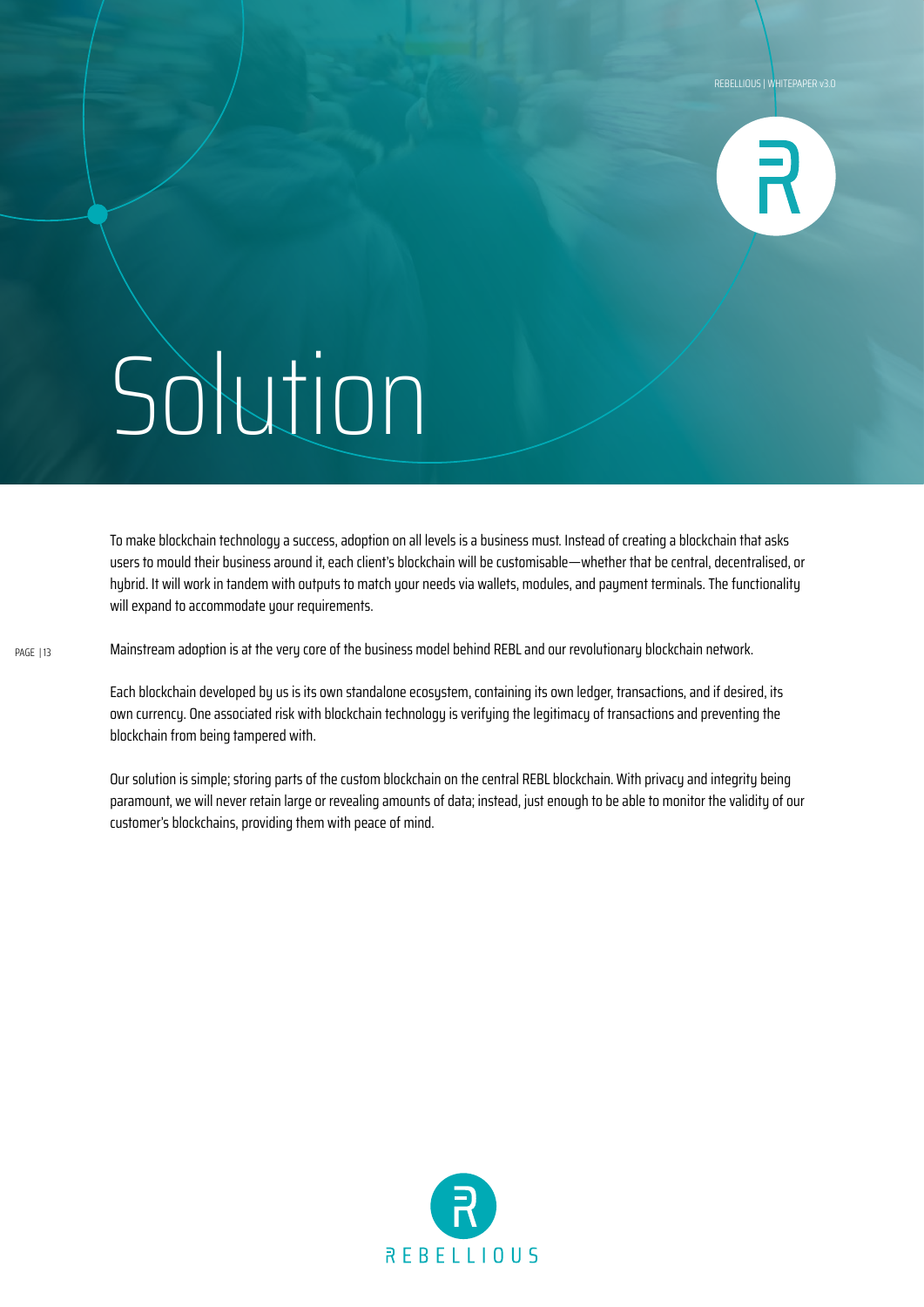# Solution

To make blockchain technology a success, adoption on all levels is a business must. Instead of creating a blockchain that asks users to mould their business around it, each client's blockchain will be customisable—whether that be central, decentralised, or hybrid. It will work in tandem with outputs to match your needs via wallets, modules, and payment terminals. The functionality will expand to accommodate your requirements.

Mainstream adoption is at the very core of the business model behind REBL and our revolutionary blockchain network.

Each blockchain developed by us is its own standalone ecosystem, containing its own ledger, transactions, and if desired, its own currency. One associated risk with blockchain technology is verifying the legitimacy of transactions and preventing the blockchain from being tampered with.

Our solution is simple; storing parts of the custom blockchain on the central REBL blockchain. With privacy and integrity being paramount, we will never retain large or revealing amounts of data; instead, just enough to be able to monitor the validity of our customer's blockchains, providing them with peace of mind.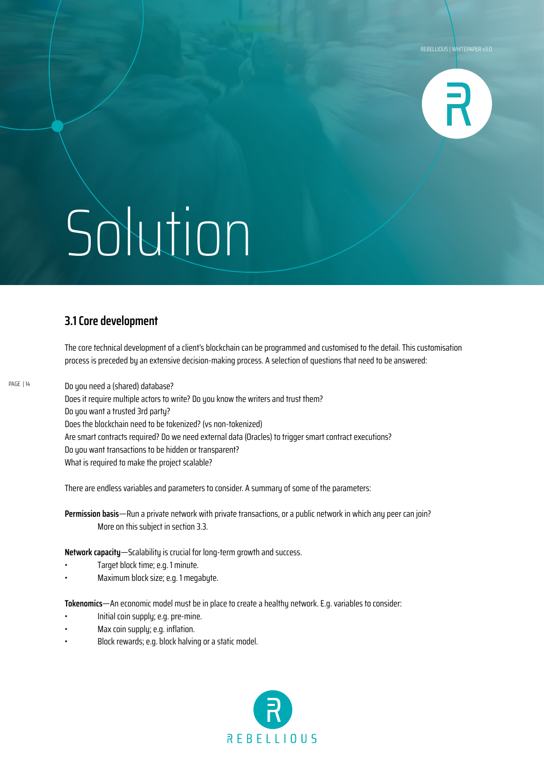# Solution

## 3.1 Core development

The core technical development of a client's blockchain can be programmed and customised to the detail. This customisation process is preceded by an extensive decision-making process. A selection of questions that need to be answered:

Do you need a (shared) database?
Does it require multiple actors to write? Do you know the writers and trust them?
Do you want a trusted 3rd party?
Does the blockchain need to be tokenized? (vs non-tokenized)
Are smart contracts required? Do we need external data (Oracles) to trigger smart contract executions?
Do you want transactions to be hidden or transparent?
What is required to make the project scalable?

There are endless variables and parameters to consider. A summary of some of the parameters:

**Permission basis**—Run a private network with private transactions, or a public network in which any peer can join? More on this subject in section 3.3.

**Network capacity**—Scalability is crucial for long-term growth and success.

- Target block time; e.g. 1 minute.
- Maximum block size; e.g. 1 megabyte.

**Tokenomics**—An economic model must be in place to create a healthy network. E.g. variables to consider:

- Initial coin supply; e.g. pre-mine.
- Max coin supply; e.g. inflation.
- Block rewards; e.g. block halving or a static model.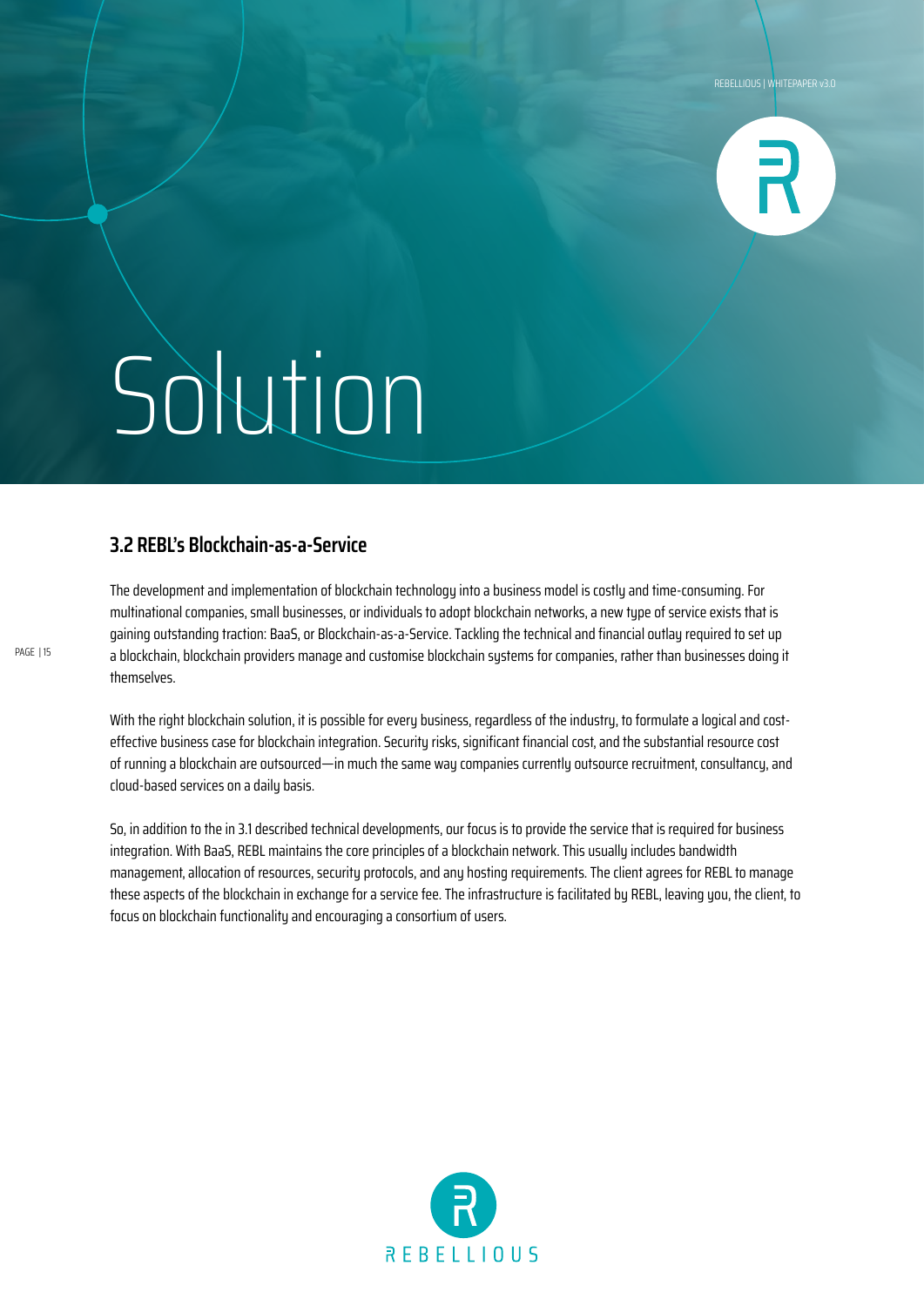# Solution

## 3.2 REBL's Blockchain-as-a-Service

The development and implementation of blockchain technology into a business model is costly and time-consuming. For multinational companies, small businesses, or individuals to adopt blockchain networks, a new type of service exists that is gaining outstanding traction: BaaS, or Blockchain-as-a-Service. Tackling the technical and financial outlay required to set up a blockchain, blockchain providers manage and customise blockchain systems for companies, rather than businesses doing it themselves.

With the right blockchain solution, it is possible for every business, regardless of the industry, to formulate a logical and cost-effective business case for blockchain integration. Security risks, significant financial cost, and the substantial resource cost of running a blockchain are outsourced—in much the same way companies currently outsource recruitment, consultancy, and cloud-based services on a daily basis.

So, in addition to the in 3.1 described technical developments, our focus is to provide the service that is required for business integration. With BaaS, REBL maintains the core principles of a blockchain network. This usually includes bandwidth management, allocation of resources, security protocols, and any hosting requirements. The client agrees for REBL to manage these aspects of the blockchain in exchange for a service fee. The infrastructure is facilitated by REBL, leaving you, the client, to focus on blockchain functionality and encouraging a consortium of users.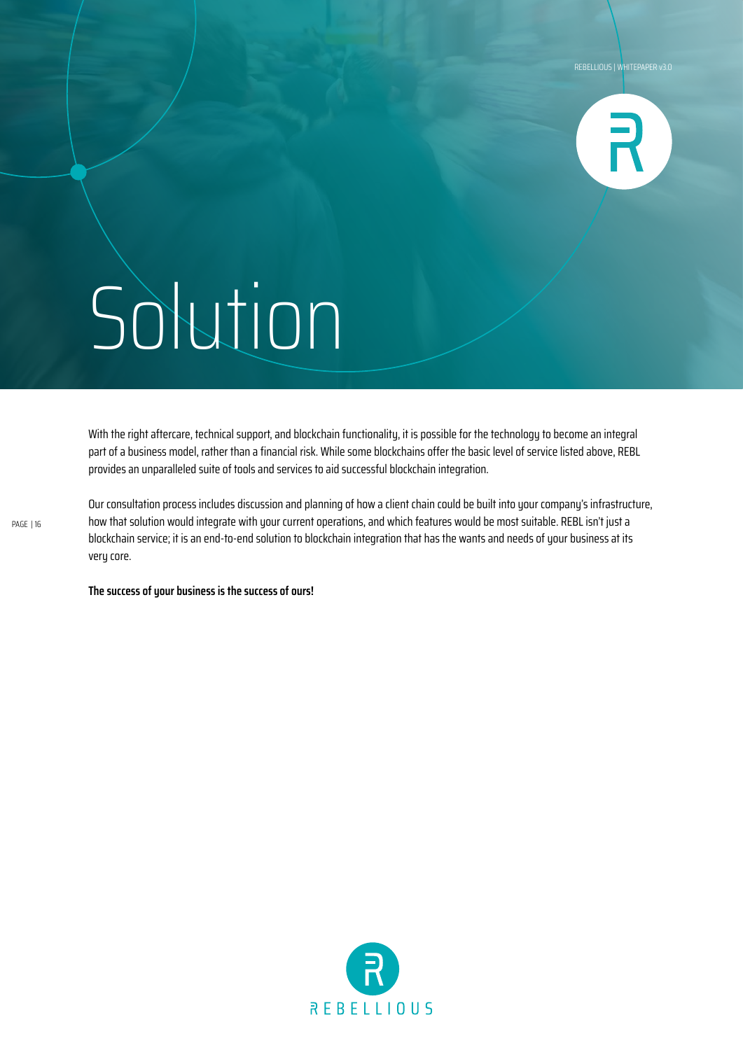# Solution

With the right aftercare, technical support, and blockchain functionality, it is possible for the technology to become an integral part of a business model, rather than a financial risk. While some blockchains offer the basic level of service listed above, REBL provides an unparalleled suite of tools and services to aid successful blockchain integration.

Our consultation process includes discussion and planning of how a client chain could be built into your company's infrastructure, how that solution would integrate with your current operations, and which features would be most suitable. REBL isn't just a blockchain service; it is an end-to-end solution to blockchain integration that has the wants and needs of your business at its very core.

**The success of your business is the success of ours!**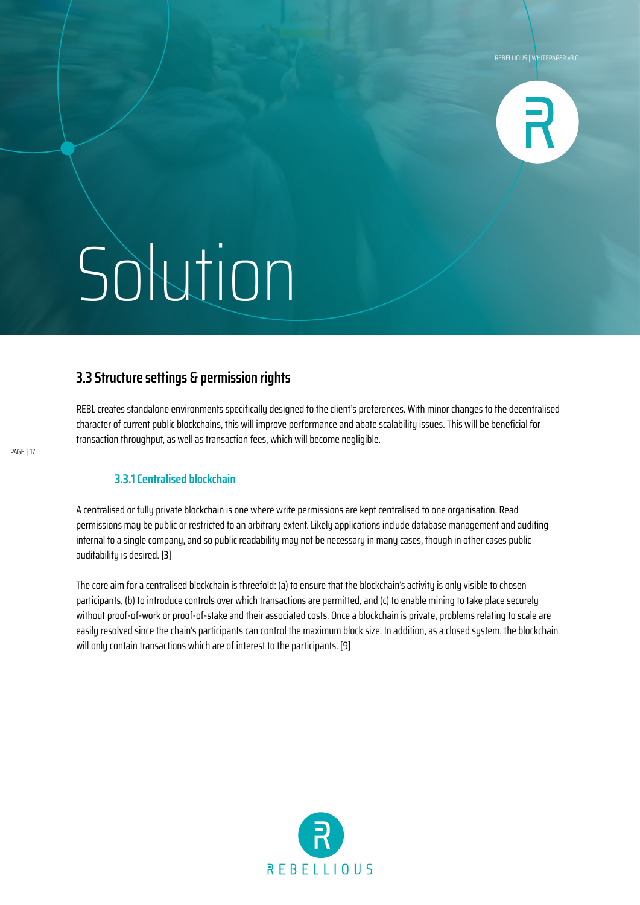# Solution

## 3.3 Structure settings & permission rights

REBL creates standalone environments specifically designed to the client's preferences. With minor changes to the decentralised character of current public blockchains, this will improve performance and abate scalability issues. This will be beneficial for transaction throughput, as well as transaction fees, which will become negligible.

### 3.3.1 Centralised blockchain

A centralised or fully private blockchain is one where write permissions are kept centralised to one organisation. Read permissions may be public or restricted to an arbitrary extent. Likely applications include database management and auditing internal to a single company, and so public readability may not be necessary in many cases, though in other cases public auditability is desired. [3]

The core aim for a centralised blockchain is threefold: (a) to ensure that the blockchain's activity is only visible to chosen participants, (b) to introduce controls over which transactions are permitted, and (c) to enable mining to take place securely without proof-of-work or proof-of-stake and their associated costs. Once a blockchain is private, problems relating to scale are easily resolved since the chain's participants can control the maximum block size. In addition, as a closed system, the blockchain will only contain transactions which are of interest to the participants. [9]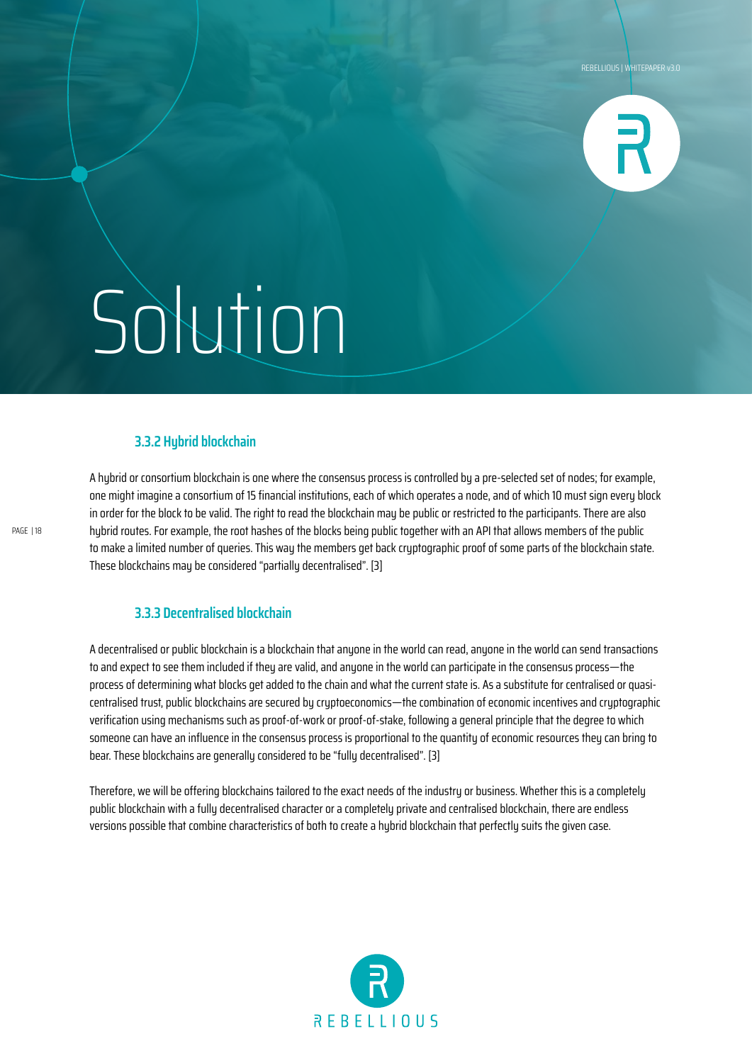# Solution

### 3.3.2 Hybrid blockchain

A hybrid or consortium blockchain is one where the consensus process is controlled by a pre-selected set of nodes; for example, one might imagine a consortium of 15 financial institutions, each of which operates a node, and of which 10 must sign every block in order for the block to be valid. The right to read the blockchain may be public or restricted to the participants. There are also hybrid routes. For example, the root hashes of the blocks being public together with an API that allows members of the public to make a limited number of queries. This way the members get back cryptographic proof of some parts of the blockchain state. These blockchains may be considered "partially decentralised". [3]

### 3.3.3 Decentralised blockchain

A decentralised or public blockchain is a blockchain that anyone in the world can read, anyone in the world can send transactions to and expect to see them included if they are valid, and anyone in the world can participate in the consensus process—the process of determining what blocks get added to the chain and what the current state is. As a substitute for centralised or quasi-centralised trust, public blockchains are secured by cryptoeconomics—the combination of economic incentives and cryptographic verification using mechanisms such as proof-of-work or proof-of-stake, following a general principle that the degree to which someone can have an influence in the consensus process is proportional to the quantity of economic resources they can bring to bear. These blockchains are generally considered to be "fully decentralised". [3]

Therefore, we will be offering blockchains tailored to the exact needs of the industry or business. Whether this is a completely public blockchain with a fully decentralised character or a completely private and centralised blockchain, there are endless versions possible that combine characteristics of both to create a hybrid blockchain that perfectly suits the given case.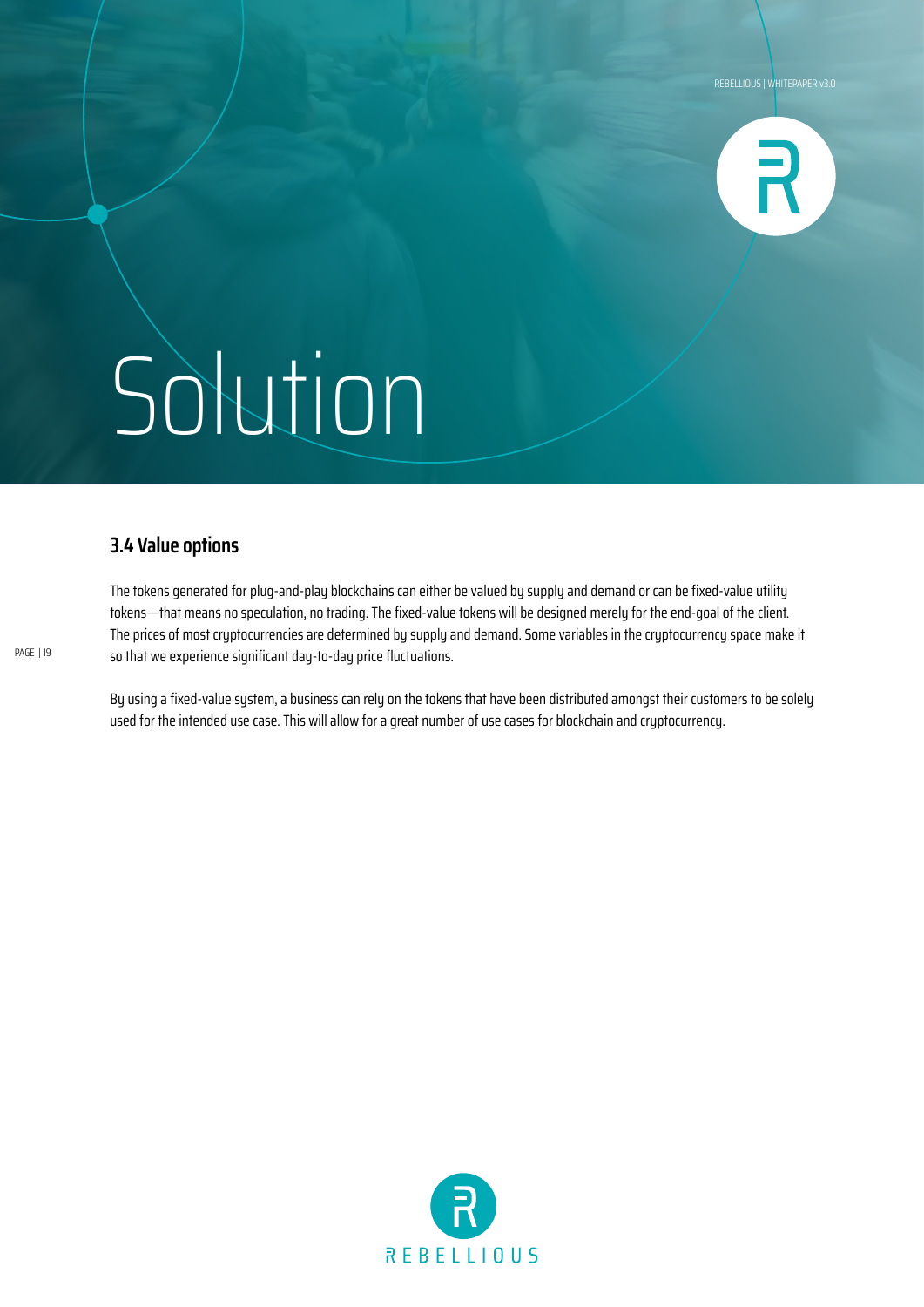# Solution

## 3.4 Value options

The tokens generated for plug-and-play blockchains can either be valued by supply and demand or can be fixed-value utility tokens—that means no speculation, no trading. The fixed-value tokens will be designed merely for the end-goal of the client. The prices of most cryptocurrencies are determined by supply and demand. Some variables in the cryptocurrency space make it so that we experience significant day-to-day price fluctuations.

By using a fixed-value system, a business can rely on the tokens that have been distributed amongst their customers to be solely used for the intended use case. This will allow for a great number of use cases for blockchain and cryptocurrency.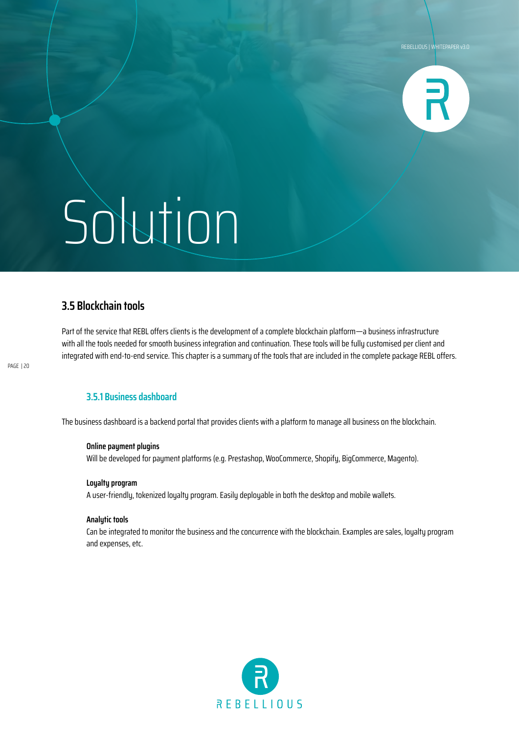# Solution

## 3.5 Blockchain tools

Part of the service that REBL offers clients is the development of a complete blockchain platform—a business infrastructure with all the tools needed for smooth business integration and continuation. These tools will be fully customised per client and integrated with end-to-end service. This chapter is a summary of the tools that are included in the complete package REBL offers.

### 3.5.1 Business dashboard

The business dashboard is a backend portal that provides clients with a platform to manage all business on the blockchain.

**Online payment plugins**
Will be developed for payment platforms (e.g. Prestashop, WooCommerce, Shopify, BigCommerce, Magento).

**Loyalty program**
A user-friendly, tokenized loyalty program. Easily deployable in both the desktop and mobile wallets.

**Analytic tools**
Can be integrated to monitor the business and the concurrence with the blockchain. Examples are sales, loyalty program and expenses, etc.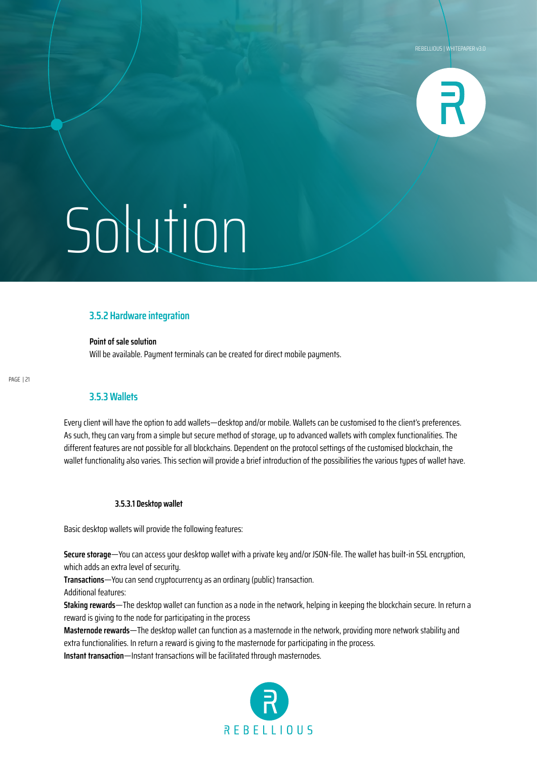# Solution

### 3.5.2 Hardware integration

**Point of sale solution**

Will be available. Payment terminals can be created for direct mobile payments.

### 3.5.3 Wallets

Every client will have the option to add wallets—desktop and/or mobile. Wallets can be customised to the client's preferences. As such, they can vary from a simple but secure method of storage, up to advanced wallets with complex functionalities. The different features are not possible for all blockchains. Dependent on the protocol settings of the customised blockchain, the wallet functionality also varies. This section will provide a brief introduction of the possibilities the various types of wallet have.

#### 3.5.3.1 Desktop wallet

Basic desktop wallets will provide the following features:

**Secure storage**—You can access your desktop wallet with a private key and/or JSON-file. The wallet has built-in SSL encryption, which adds an extra level of security.

**Transactions**—You can send cryptocurrency as an ordinary (public) transaction.

Additional features:

**Staking rewards**—The desktop wallet can function as a node in the network, helping in keeping the blockchain secure. In return a reward is giving to the node for participating in the process

**Masternode rewards**—The desktop wallet can function as a masternode in the network, providing more network stability and extra functionalities. In return a reward is giving to the masternode for participating in the process.

**Instant transaction**—Instant transactions will be facilitated through masternodes.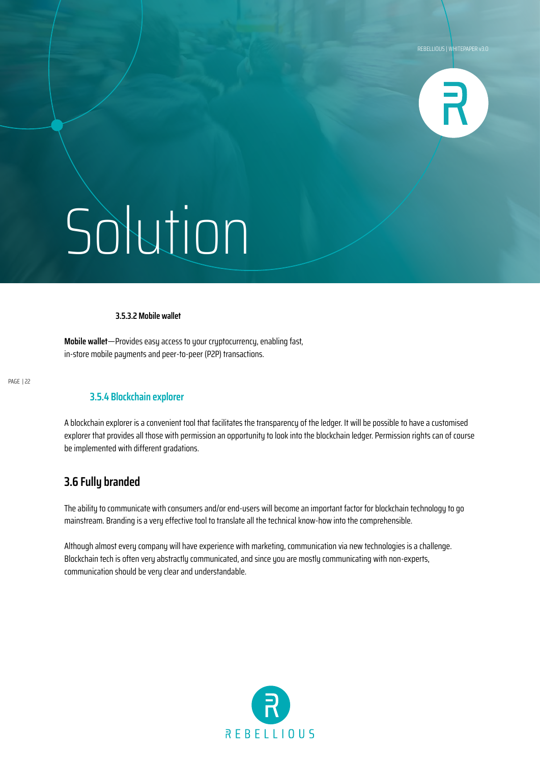# Solution

#### 3.5.3.2 Mobile wallet

**Mobile wallet**—Provides easy access to your cryptocurrency, enabling fast, in-store mobile payments and peer-to-peer (P2P) transactions.

### 3.5.4 Blockchain explorer

A blockchain explorer is a convenient tool that facilitates the transparency of the ledger. It will be possible to have a customised explorer that provides all those with permission an opportunity to look into the blockchain ledger. Permission rights can of course be implemented with different gradations.

## 3.6 Fully branded

The ability to communicate with consumers and/or end-users will become an important factor for blockchain technology to go mainstream. Branding is a very effective tool to translate all the technical know-how into the comprehensible.

Although almost every company will have experience with marketing, communication via new technologies is a challenge. Blockchain tech is often very abstractly communicated, and since you are mostly communicating with non-experts, communication should be very clear and understandable.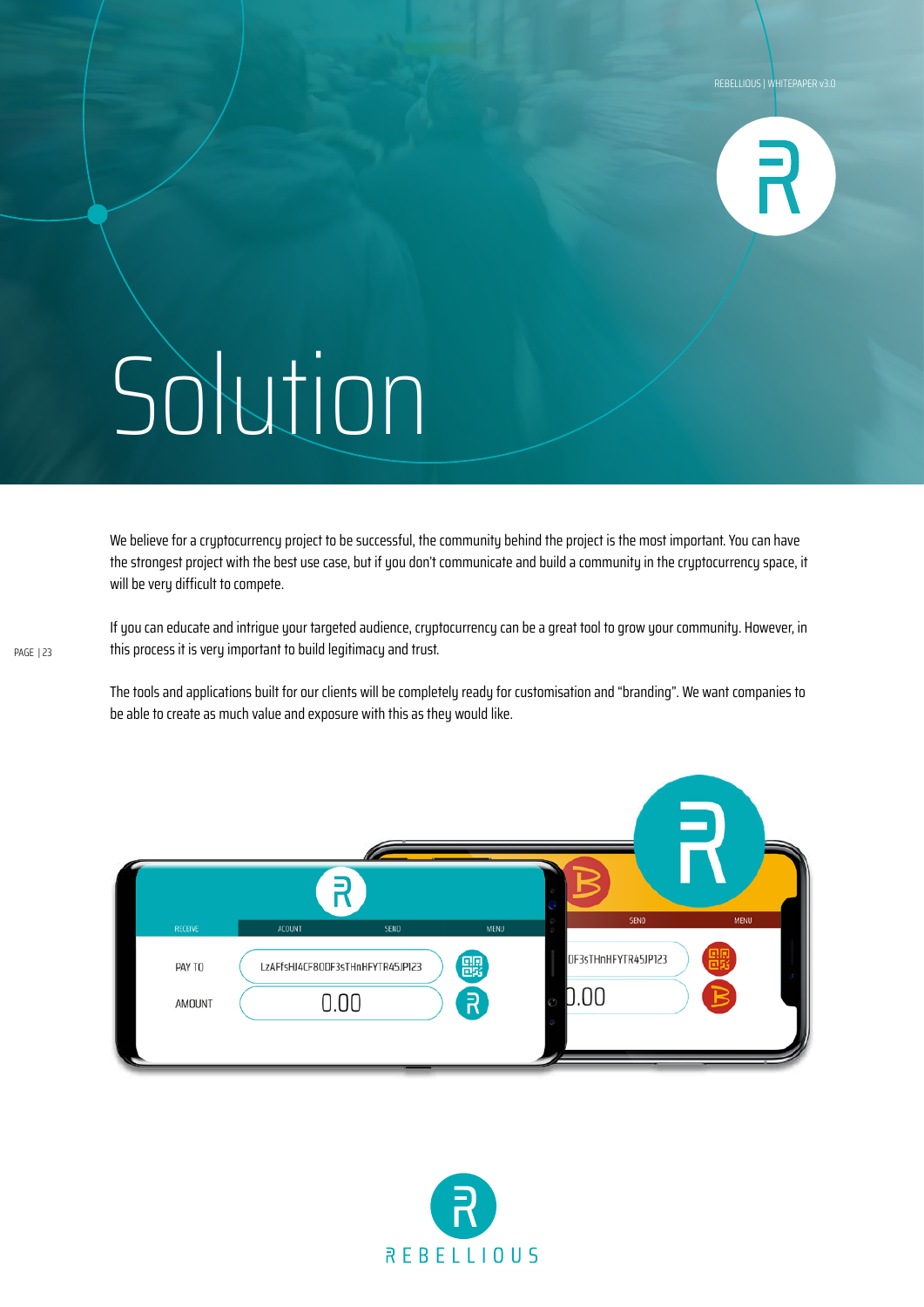# Solution

We believe for a cryptocurrency project to be successful, the community behind the project is the most important. You can have the strongest project with the best use case, but if you don't communicate and build a community in the cryptocurrency space, it will be very difficult to compete.

If you can educate and intrigue your targeted audience, cryptocurrency can be a great tool to grow your community. However, in this process it is very important to build legitimacy and trust.

The tools and applications built for our clients will be completely ready for customisation and "branding". We want companies to be able to create as much value and exposure with this as they would like.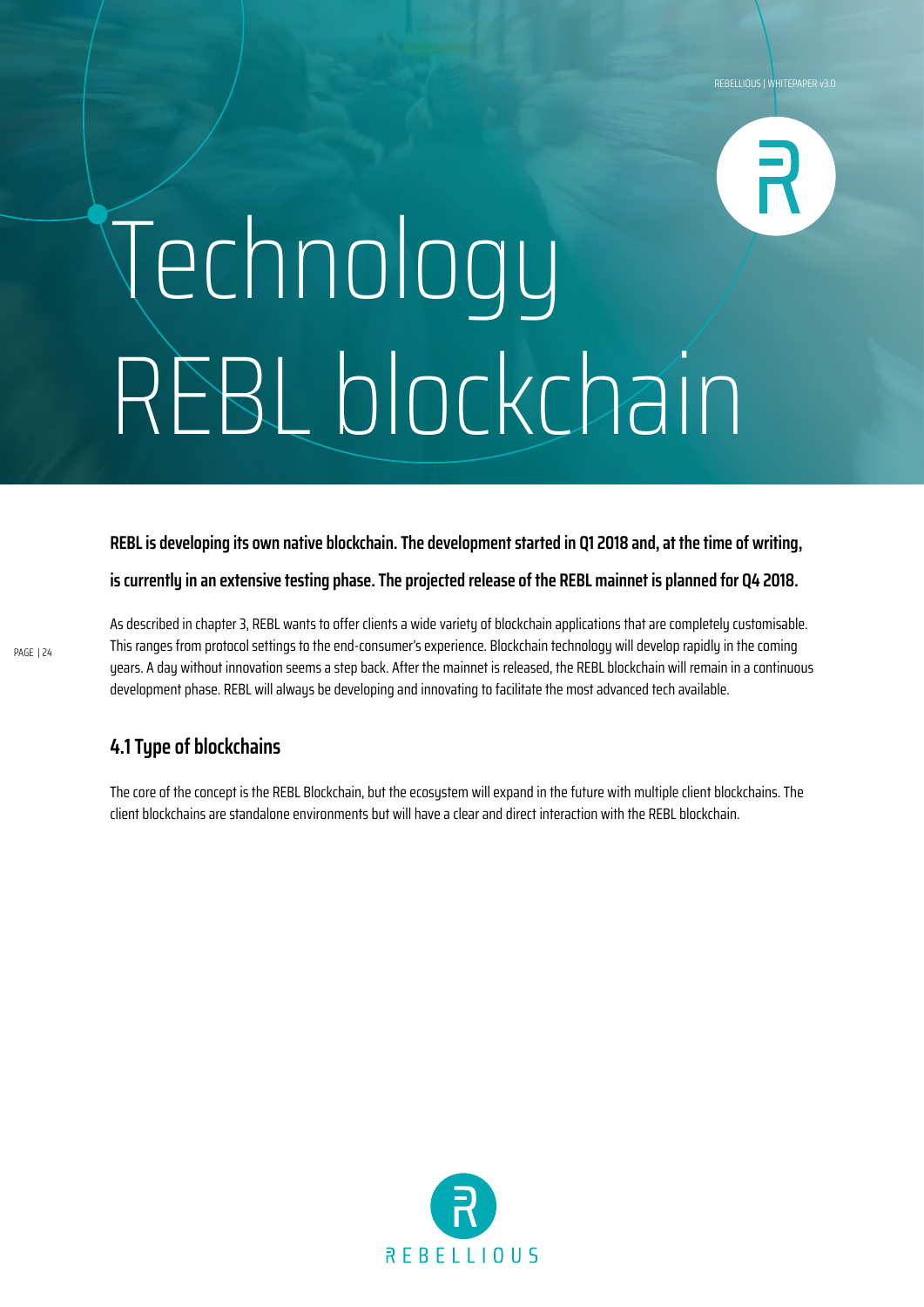# Technology REBL blockchain

**REBL is developing its own native blockchain. The development started in Q1 2018 and, at the time of writing, is currently in an extensive testing phase. The projected release of the REBL mainnet is planned for Q4 2018.**

As described in chapter 3, REBL wants to offer clients a wide variety of blockchain applications that are completely customisable. This ranges from protocol settings to the end-consumer's experience. Blockchain technology will develop rapidly in the coming years. A day without innovation seems a step back. After the mainnet is released, the REBL blockchain will remain in a continuous development phase. REBL will always be developing and innovating to facilitate the most advanced tech available.

## 4.1 Type of blockchains

The core of the concept is the REBL Blockchain, but the ecosystem will expand in the future with multiple client blockchains. The client blockchains are standalone environments but will have a clear and direct interaction with the REBL blockchain.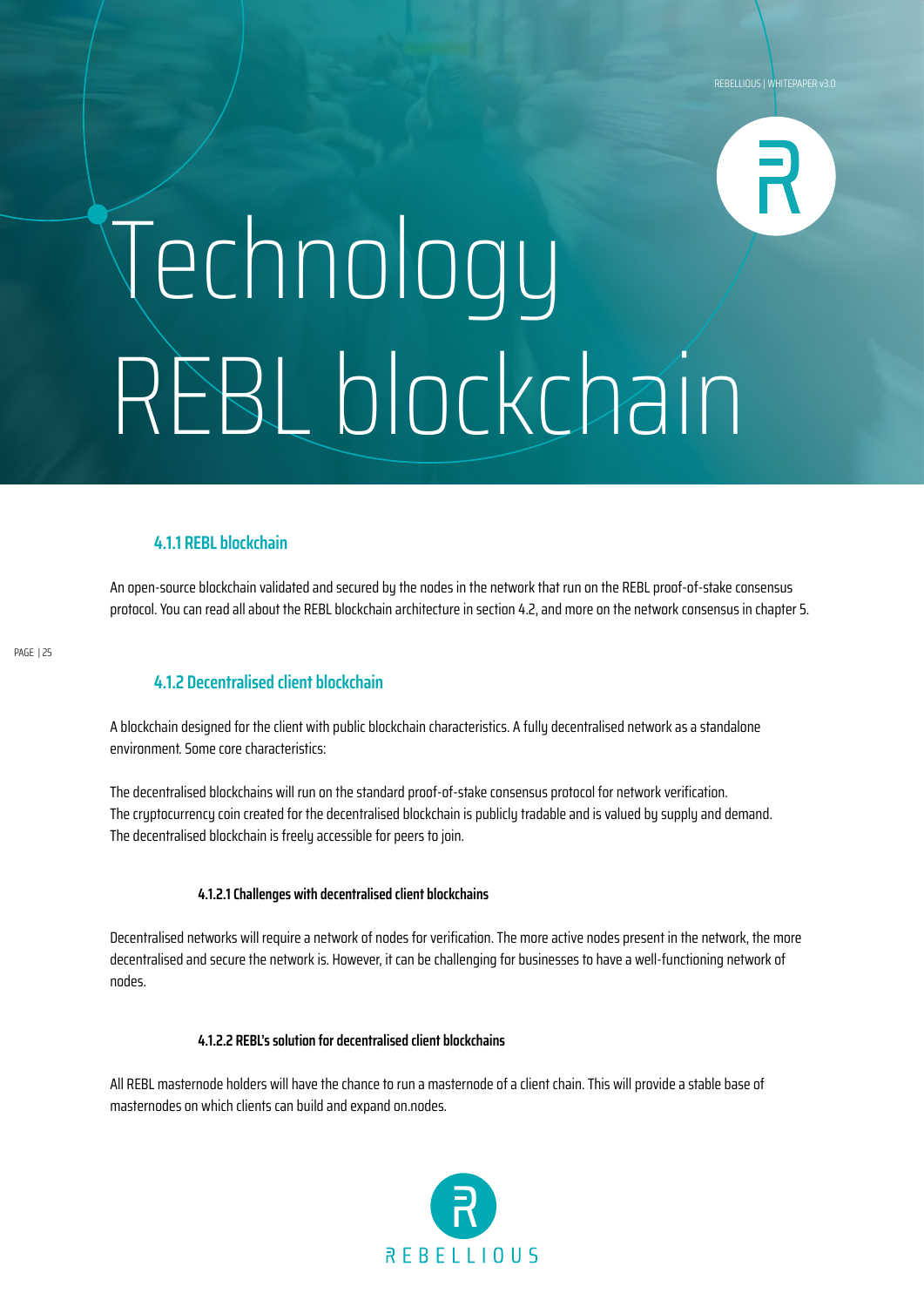# Technology REBL blockchain

### 4.1.1 REBL blockchain

An open-source blockchain validated and secured by the nodes in the network that run on the REBL proof-of-stake consensus protocol. You can read all about the REBL blockchain architecture in section 4.2, and more on the network consensus in chapter 5.

### 4.1.2 Decentralised client blockchain

A blockchain designed for the client with public blockchain characteristics. A fully decentralised network as a standalone environment. Some core characteristics:

The decentralised blockchains will run on the standard proof-of-stake consensus protocol for network verification.
The cryptocurrency coin created for the decentralised blockchain is publicly tradable and is valued by supply and demand.
The decentralised blockchain is freely accessible for peers to join.

#### 4.1.2.1 Challenges with decentralised client blockchains

Decentralised networks will require a network of nodes for verification. The more active nodes present in the network, the more decentralised and secure the network is. However, it can be challenging for businesses to have a well-functioning network of nodes.

#### 4.1.2.2 REBL's solution for decentralised client blockchains

All REBL masternode holders will have the chance to run a masternode of a client chain. This will provide a stable base of masternodes on which clients can build and expand on.nodes.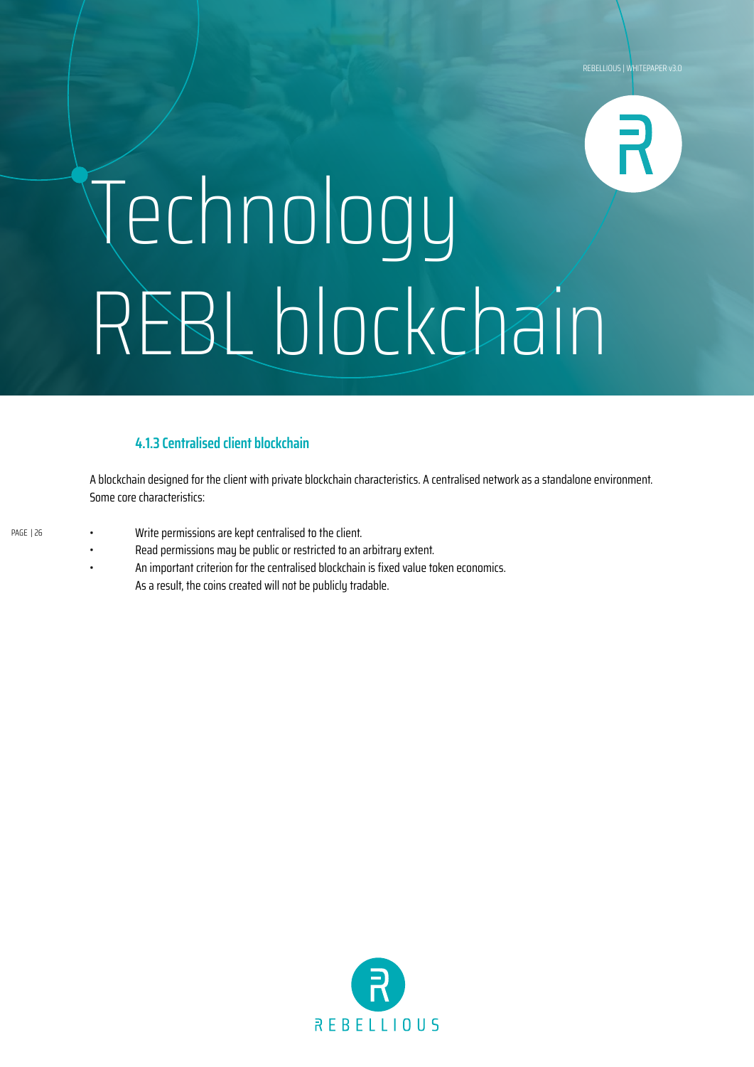# Technology
# REBL blockchain

### 4.1.3 Centralised client blockchain

A blockchain designed for the client with private blockchain characteristics. A centralised network as a standalone environment. Some core characteristics:

- Write permissions are kept centralised to the client.
- Read permissions may be public or restricted to an arbitrary extent.
- An important criterion for the centralised blockchain is fixed value token economics. As a result, the coins created will not be publicly tradable.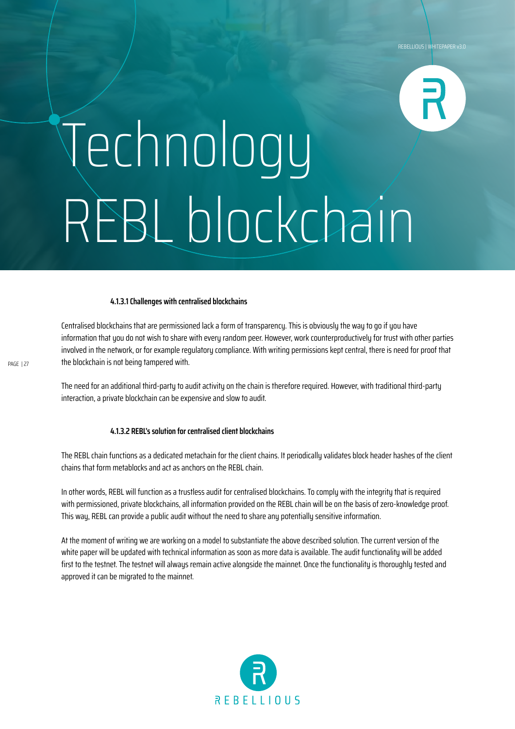# Technology
# REBL blockchain

#### 4.1.3.1 Challenges with centralised blockchains

Centralised blockchains that are permissioned lack a form of transparency. This is obviously the way to go if you have information that you do not wish to share with every random peer. However, work counterproductively for trust with other parties involved in the network, or for example regulatory compliance. With writing permissions kept central, there is need for proof that the blockchain is not being tampered with.

The need for an additional third-party to audit activity on the chain is therefore required. However, with traditional third-party interaction, a private blockchain can be expensive and slow to audit.

#### 4.1.3.2 REBL's solution for centralised client blockchains

The REBL chain functions as a dedicated metachain for the client chains. It periodically validates block header hashes of the client chains that form metablocks and act as anchors on the REBL chain.

In other words, REBL will function as a trustless audit for centralised blockchains. To comply with the integrity that is required with permissioned, private blockchains, all information provided on the REBL chain will be on the basis of zero-knowledge proof. This way, REBL can provide a public audit without the need to share any potentially sensitive information.

At the moment of writing we are working on a model to substantiate the above described solution. The current version of the white paper will be updated with technical information as soon as more data is available. The audit functionality will be added first to the testnet. The testnet will always remain active alongside the mainnet. Once the functionality is thoroughly tested and approved it can be migrated to the mainnet.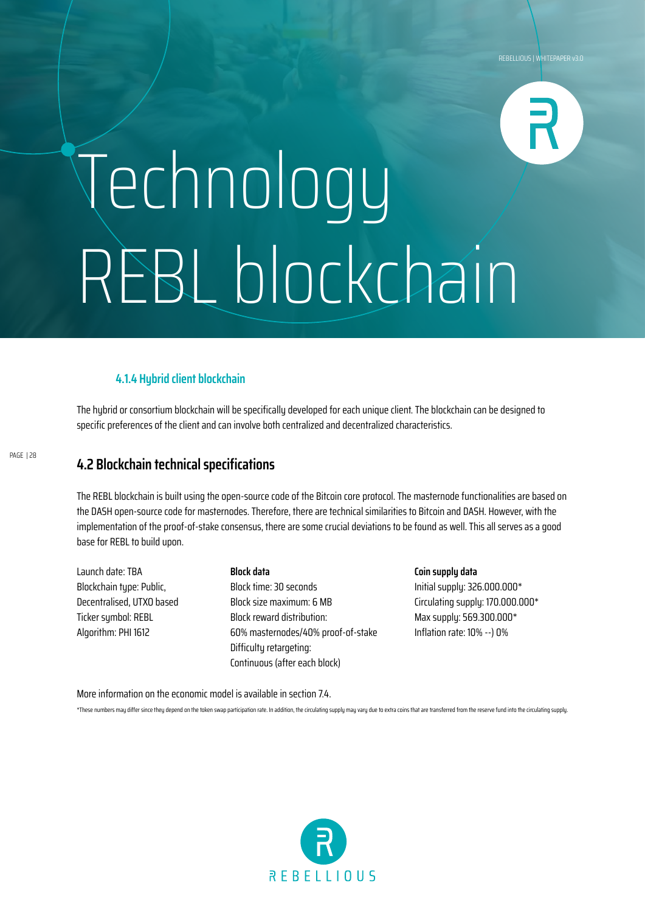# Technology REBL blockchain

### 4.1.4 Hybrid client blockchain

The hybrid or consortium blockchain will be specifically developed for each unique client. The blockchain can be designed to specific preferences of the client and can involve both centralized and decentralized characteristics.

## 4.2 Blockchain technical specifications

The REBL blockchain is built using the open-source code of the Bitcoin core protocol. The masternode functionalities are based on the DASH open-source code for masternodes. Therefore, there are technical similarities to Bitcoin and DASH. However, with the implementation of the proof-of-stake consensus, there are some crucial deviations to be found as well. This all serves as a good base for REBL to build upon.

Launch date: TBA
Blockchain type: Public, Decentralised, UTXO based
Ticker symbol: REBL
Algorithm: PHI 1612

**Block data**
Block time: 30 seconds
Block size maximum: 6 MB
Block reward distribution:
60% masternodes/40% proof-of-stake
Difficulty retargeting:
Continuous (after each block)

**Coin supply data**
Initial supply: 326.000.000*
Circulating supply: 170.000.000*
Max supply: 569.300.000*
Inflation rate: 10% --) 0%

More information on the economic model is available in section 7.4.

*These numbers may differ since they depend on the token swap participation rate. In addition, the circulating supply may vary due to extra coins that are transferred from the reserve fund into the circulating supply.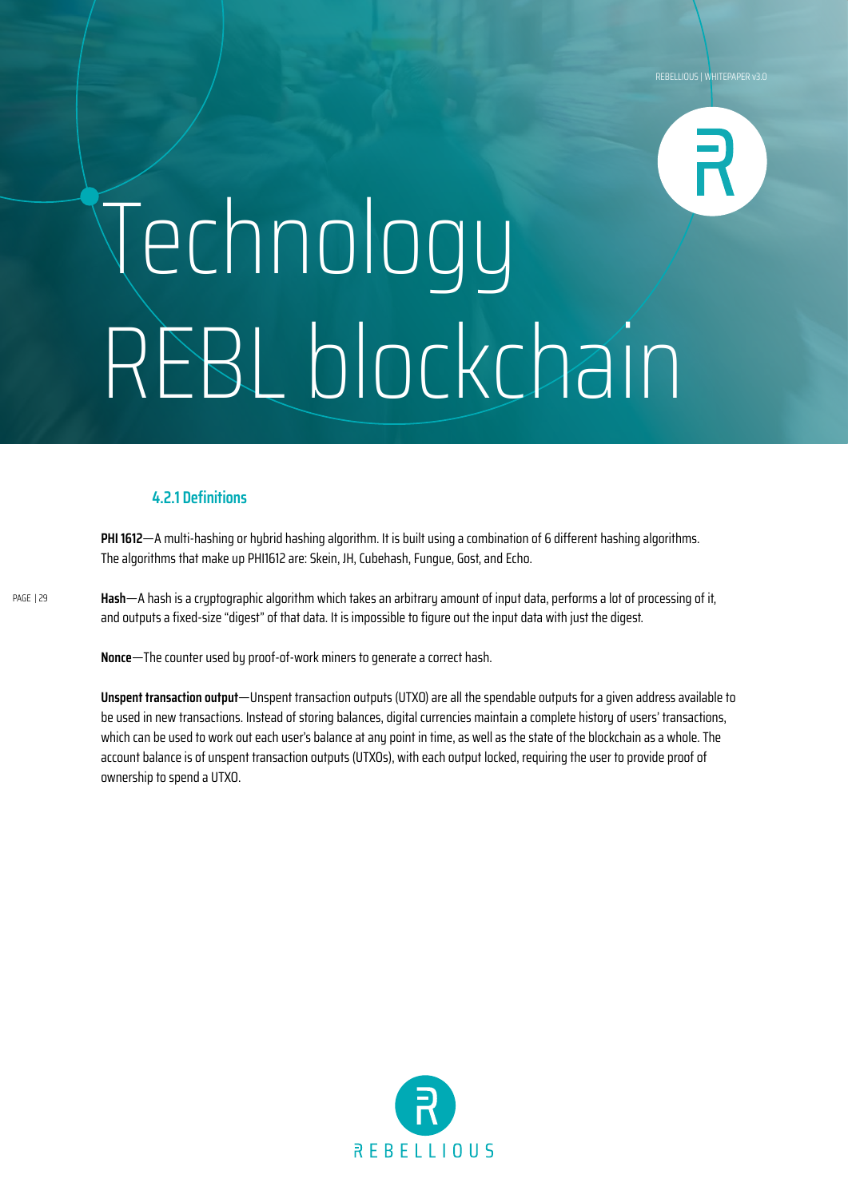# Technology REBL blockchain

### 4.2.1 Definitions

**PHI 1612**—A multi-hashing or hybrid hashing algorithm. It is built using a combination of 6 different hashing algorithms. The algorithms that make up PHI1612 are: Skein, JH, Cubehash, Fungue, Gost, and Echo.

**Hash**—A hash is a cryptographic algorithm which takes an arbitrary amount of input data, performs a lot of processing of it, and outputs a fixed-size "digest" of that data. It is impossible to figure out the input data with just the digest.

**Nonce**—The counter used by proof-of-work miners to generate a correct hash.

**Unspent transaction output**—Unspent transaction outputs (UTXO) are all the spendable outputs for a given address available to be used in new transactions. Instead of storing balances, digital currencies maintain a complete history of users' transactions, which can be used to work out each user's balance at any point in time, as well as the state of the blockchain as a whole. The account balance is of unspent transaction outputs (UTXOs), with each output locked, requiring the user to provide proof of ownership to spend a UTXO.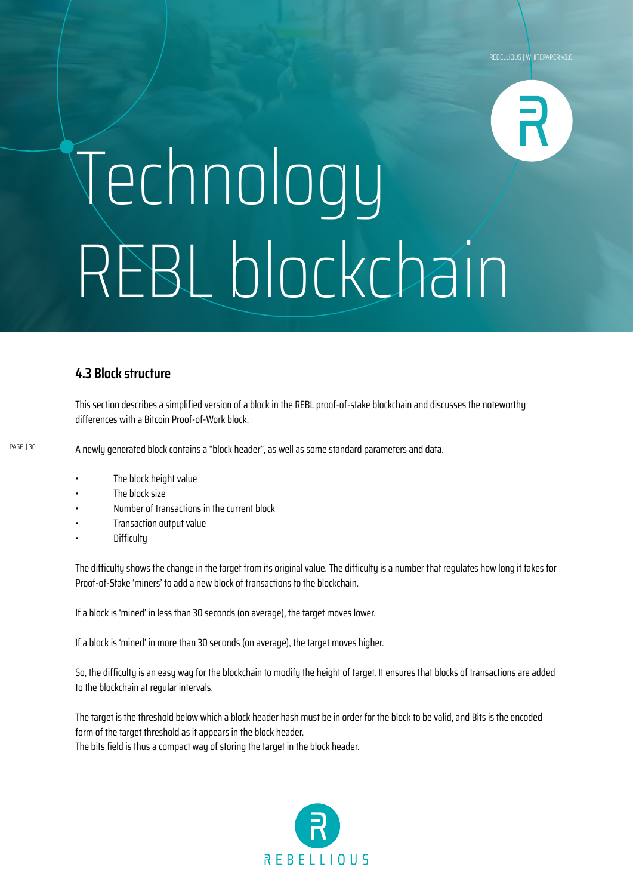# Technology
# REBL blockchain

## 4.3 Block structure

This section describes a simplified version of a block in the REBL proof-of-stake blockchain and discusses the noteworthy differences with a Bitcoin Proof-of-Work block.

A newly generated block contains a "block header", as well as some standard parameters and data.

- The block height value
- The block size
- Number of transactions in the current block
- Transaction output value
- Difficulty

The difficulty shows the change in the target from its original value. The difficulty is a number that regulates how long it takes for Proof-of-Stake 'miners' to add a new block of transactions to the blockchain.

If a block is 'mined' in less than 30 seconds (on average), the target moves lower.

If a block is 'mined' in more than 30 seconds (on average), the target moves higher.

So, the difficulty is an easy way for the blockchain to modify the height of target. It ensures that blocks of transactions are added to the blockchain at regular intervals.

The target is the threshold below which a block header hash must be in order for the block to be valid, and Bits is the encoded form of the target threshold as it appears in the block header.
The bits field is thus a compact way of storing the target in the block header.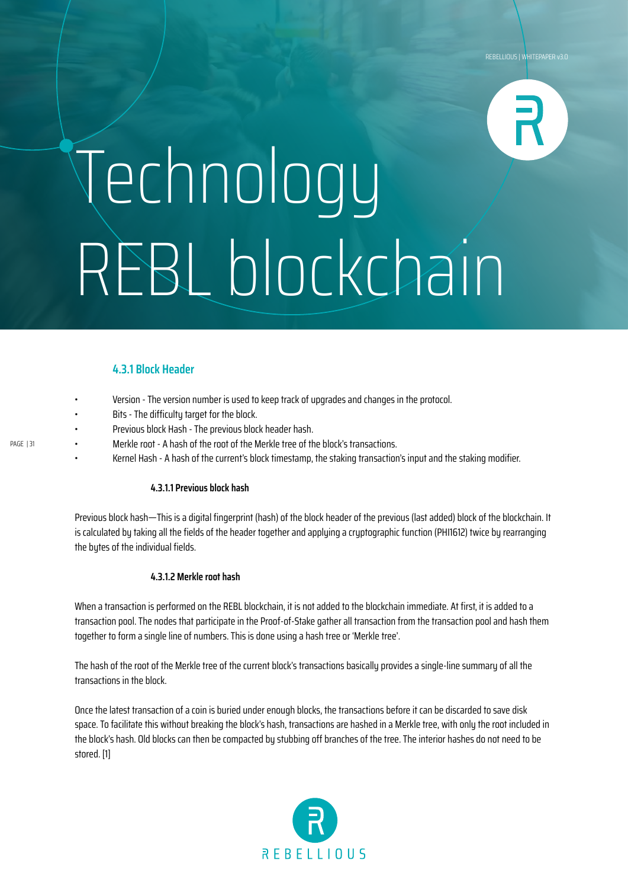# Technology
# REBL blockchain

### 4.3.1 Block Header

- Version - The version number is used to keep track of upgrades and changes in the protocol.
- Bits - The difficulty target for the block.
- Previous block Hash - The previous block header hash.
- Merkle root - A hash of the root of the Merkle tree of the block's transactions.
- Kernel Hash - A hash of the current's block timestamp, the staking transaction's input and the staking modifier.

#### 4.3.1.1 Previous block hash

Previous block hash—This is a digital fingerprint (hash) of the block header of the previous (last added) block of the blockchain. It is calculated by taking all the fields of the header together and applying a cryptographic function (PHI1612) twice by rearranging the bytes of the individual fields.

#### 4.3.1.2 Merkle root hash

When a transaction is performed on the REBL blockchain, it is not added to the blockchain immediate. At first, it is added to a transaction pool. The nodes that participate in the Proof-of-Stake gather all transaction from the transaction pool and hash them together to form a single line of numbers. This is done using a hash tree or 'Merkle tree'.

The hash of the root of the Merkle tree of the current block's transactions basically provides a single-line summary of all the transactions in the block.

Once the latest transaction of a coin is buried under enough blocks, the transactions before it can be discarded to save disk space. To facilitate this without breaking the block's hash, transactions are hashed in a Merkle tree, with only the root included in the block's hash. Old blocks can then be compacted by stubbing off branches of the tree. The interior hashes do not need to be stored. [1]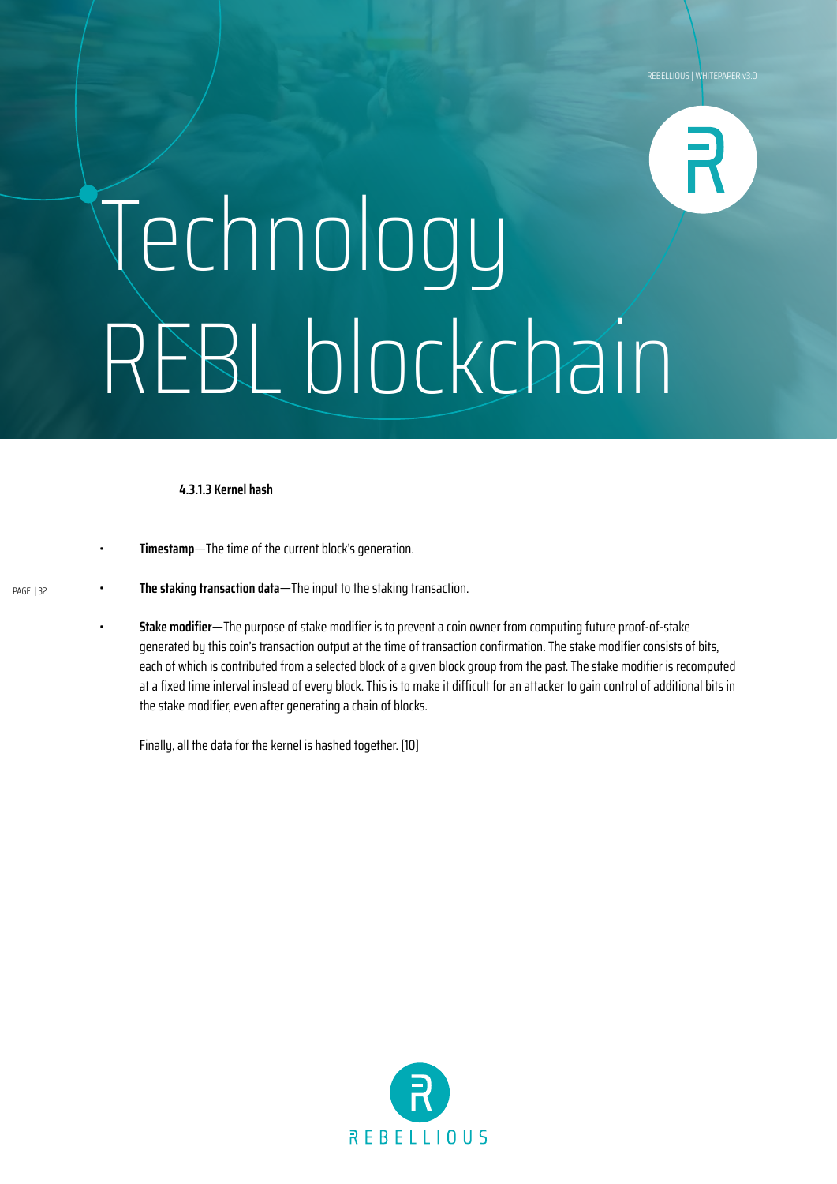# Technology REBL blockchain

#### 4.3.1.3 Kernel hash

- **Timestamp**—The time of the current block's generation.
- **The staking transaction data**—The input to the staking transaction.
- **Stake modifier**—The purpose of stake modifier is to prevent a coin owner from computing future proof-of-stake generated by this coin's transaction output at the time of transaction confirmation. The stake modifier consists of bits, each of which is contributed from a selected block of a given block group from the past. The stake modifier is recomputed at a fixed time interval instead of every block. This is to make it difficult for an attacker to gain control of additional bits in the stake modifier, even after generating a chain of blocks.

Finally, all the data for the kernel is hashed together. [10]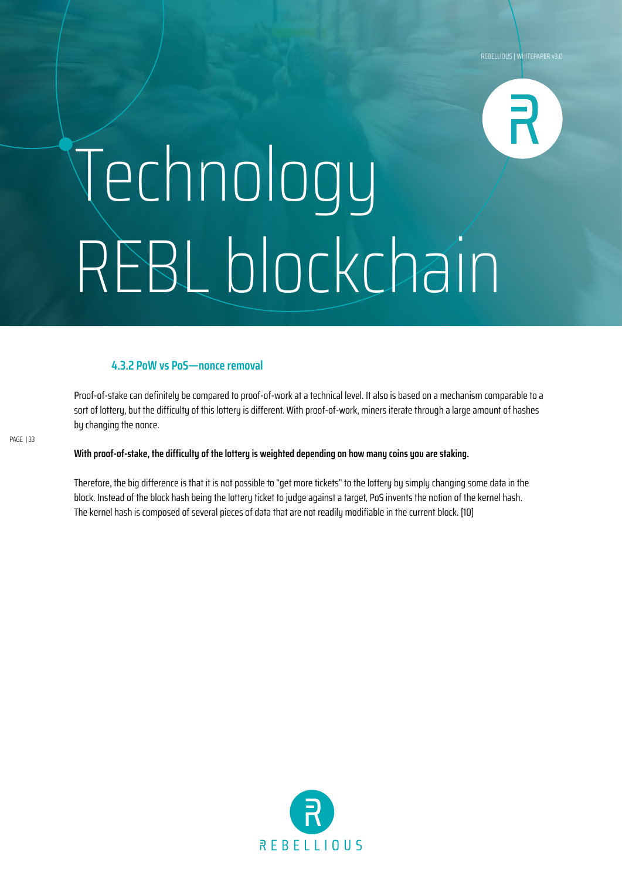# Technology
# REBL blockchain

### 4.3.2 PoW vs PoS—nonce removal

Proof-of-stake can definitely be compared to proof-of-work at a technical level. It also is based on a mechanism comparable to a sort of lottery, but the difficulty of this lottery is different. With proof-of-work, miners iterate through a large amount of hashes by changing the nonce.

**With proof-of-stake, the difficulty of the lottery is weighted depending on how many coins you are staking.**

Therefore, the big difference is that it is not possible to "get more tickets" to the lottery by simply changing some data in the block. Instead of the block hash being the lottery ticket to judge against a target, PoS invents the notion of the kernel hash. The kernel hash is composed of several pieces of data that are not readily modifiable in the current block. [10]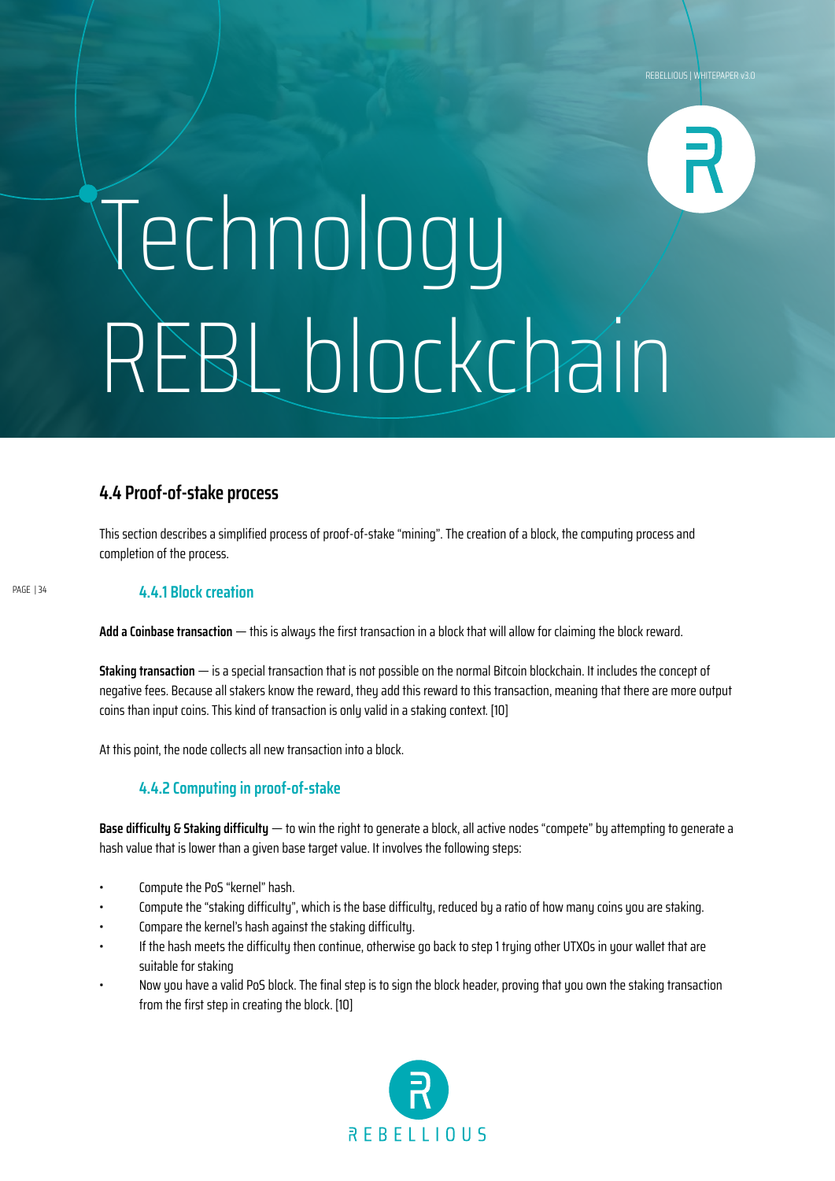# Technology REBL blockchain

## 4.4 Proof-of-stake process

This section describes a simplified process of proof-of-stake "mining". The creation of a block, the computing process and completion of the process.

### 4.4.1 Block creation

**Add a Coinbase transaction** — this is always the first transaction in a block that will allow for claiming the block reward.

**Staking transaction** — is a special transaction that is not possible on the normal Bitcoin blockchain. It includes the concept of negative fees. Because all stakers know the reward, they add this reward to this transaction, meaning that there are more output coins than input coins. This kind of transaction is only valid in a staking context. [10]

At this point, the node collects all new transaction into a block.

### 4.4.2 Computing in proof-of-stake

**Base difficulty & Staking difficulty** — to win the right to generate a block, all active nodes "compete" by attempting to generate a hash value that is lower than a given base target value. It involves the following steps:

- Compute the PoS "kernel" hash.
- Compute the "staking difficulty", which is the base difficulty, reduced by a ratio of how many coins you are staking.
- Compare the kernel's hash against the staking difficulty.
- If the hash meets the difficulty then continue, otherwise go back to step 1 trying other UTXOs in your wallet that are suitable for staking
- Now you have a valid PoS block. The final step is to sign the block header, proving that you own the staking transaction from the first step in creating the block. [10]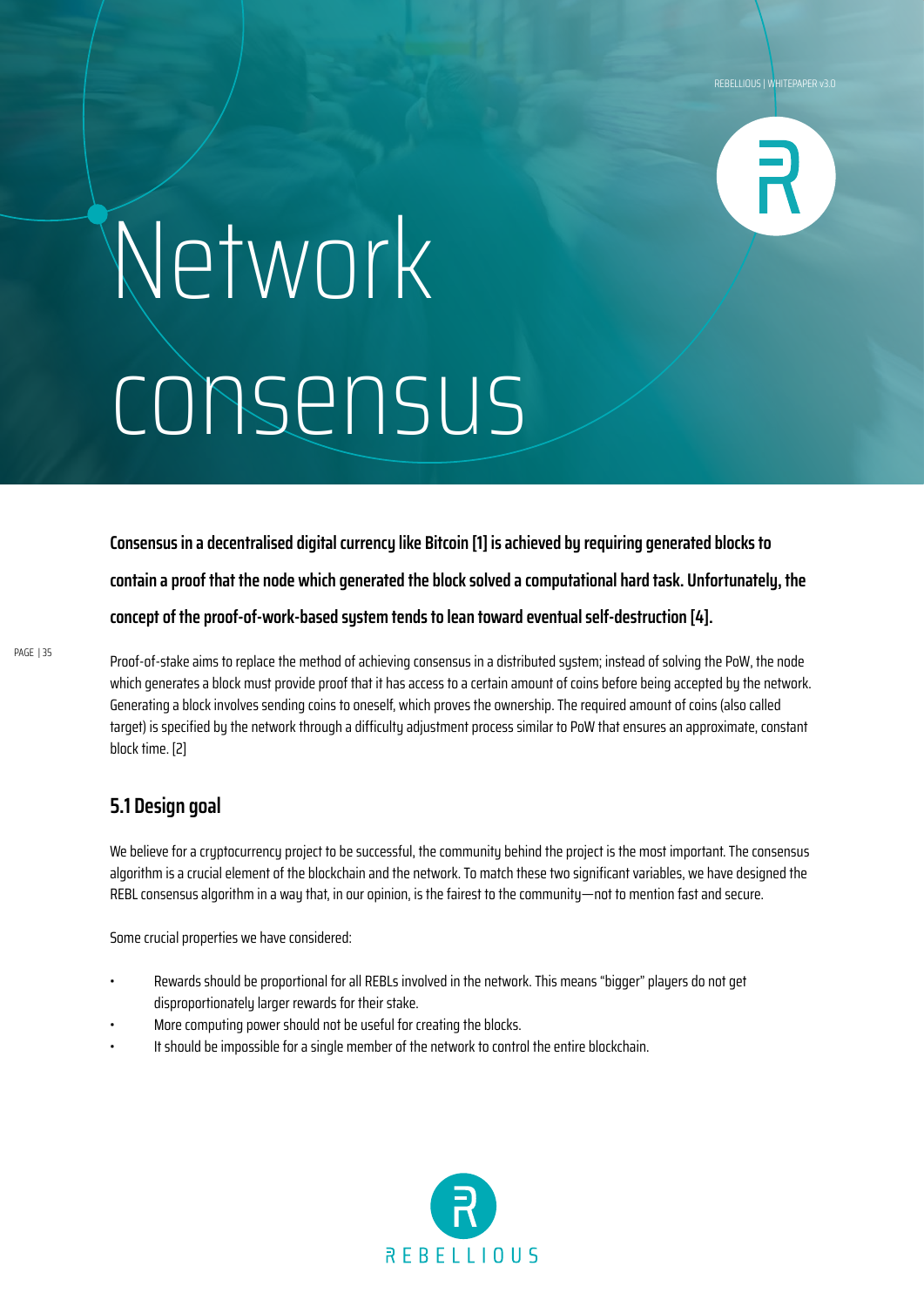# Network consensus

**Consensus in a decentralised digital currency like Bitcoin [1] is achieved by requiring generated blocks to contain a proof that the node which generated the block solved a computational hard task. Unfortunately, the concept of the proof-of-work-based system tends to lean toward eventual self-destruction [4].**

Proof-of-stake aims to replace the method of achieving consensus in a distributed system; instead of solving the PoW, the node which generates a block must provide proof that it has access to a certain amount of coins before being accepted by the network. Generating a block involves sending coins to oneself, which proves the ownership. The required amount of coins (also called target) is specified by the network through a difficulty adjustment process similar to PoW that ensures an approximate, constant block time. [2]

## 5.1 Design goal

We believe for a cryptocurrency project to be successful, the community behind the project is the most important. The consensus algorithm is a crucial element of the blockchain and the network. To match these two significant variables, we have designed the REBL consensus algorithm in a way that, in our opinion, is the fairest to the community—not to mention fast and secure.

Some crucial properties we have considered:

- Rewards should be proportional for all REBLs involved in the network. This means "bigger" players do not get disproportionately larger rewards for their stake.
- More computing power should not be useful for creating the blocks.
- It should be impossible for a single member of the network to control the entire blockchain.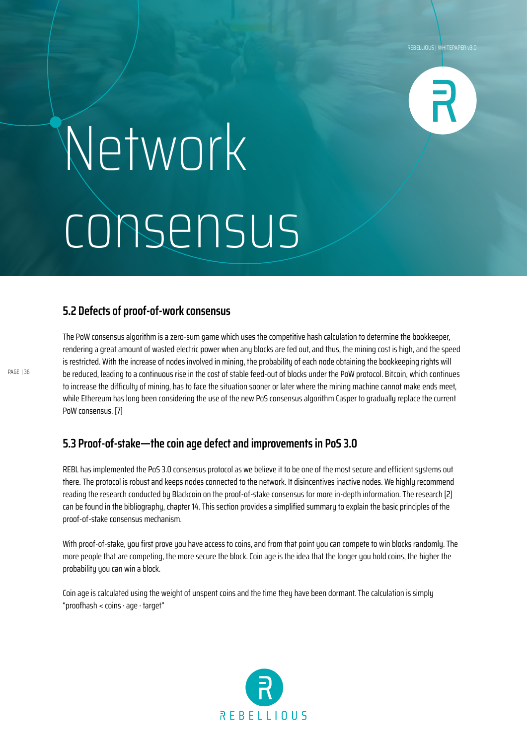# Network consensus

## 5.2 Defects of proof-of-work consensus

The PoW consensus algorithm is a zero-sum game which uses the competitive hash calculation to determine the bookkeeper, rendering a great amount of wasted electric power when any blocks are fed out, and thus, the mining cost is high, and the speed is restricted. With the increase of nodes involved in mining, the probability of each node obtaining the bookkeeping rights will be reduced, leading to a continuous rise in the cost of stable feed-out of blocks under the PoW protocol. Bitcoin, which continues to increase the difficulty of mining, has to face the situation sooner or later where the mining machine cannot make ends meet, while Ethereum has long been considering the use of the new PoS consensus algorithm Casper to gradually replace the current PoW consensus. [7]

## 5.3 Proof-of-stake—the coin age defect and improvements in PoS 3.0

REBL has implemented the PoS 3.0 consensus protocol as we believe it to be one of the most secure and efficient systems out there. The protocol is robust and keeps nodes connected to the network. It disincentives inactive nodes. We highly recommend reading the research conducted by Blackcoin on the proof-of-stake consensus for more in-depth information. The research [2] can be found in the bibliography, chapter 14. This section provides a simplified summary to explain the basic principles of the proof-of-stake consensus mechanism.

With proof-of-stake, you first prove you have access to coins, and from that point you can compete to win blocks randomly. The more people that are competing, the more secure the block. Coin age is the idea that the longer you hold coins, the higher the probability you can win a block.

Coin age is calculated using the weight of unspent coins and the time they have been dormant. The calculation is simply "proofhash < coins · age · target"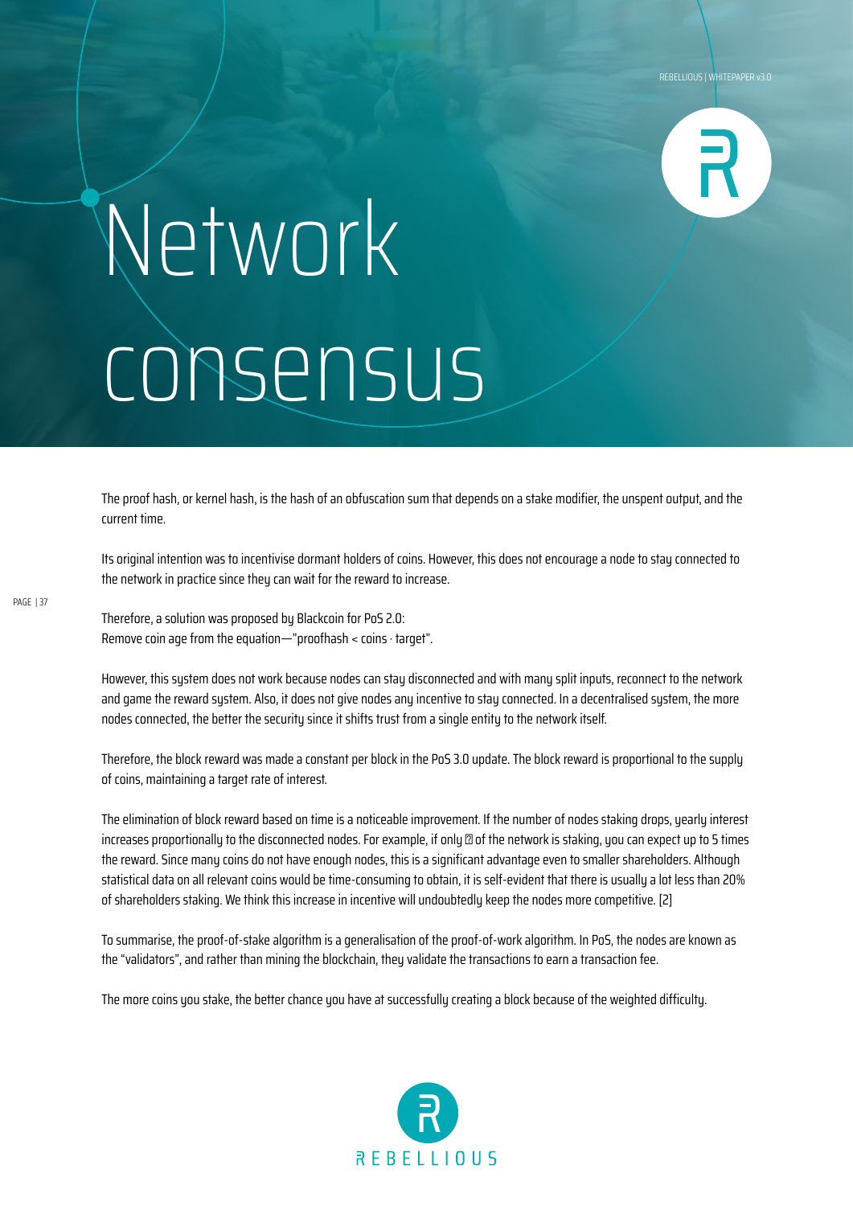# Network consensus

The proof hash, or kernel hash, is the hash of an obfuscation sum that depends on a stake modifier, the unspent output, and the current time.

Its original intention was to incentivise dormant holders of coins. However, this does not encourage a node to stay connected to the network in practice since they can wait for the reward to increase.

Therefore, a solution was proposed by Blackcoin for PoS 2.0:
Remove coin age from the equation—"proofhash < coins · target".

However, this system does not work because nodes can stay disconnected and with many split inputs, reconnect to the network and game the reward system. Also, it does not give nodes any incentive to stay connected. In a decentralised system, the more nodes connected, the better the security since it shifts trust from a single entity to the network itself.

Therefore, the block reward was made a constant per block in the PoS 3.0 update. The block reward is proportional to the supply of coins, maintaining a target rate of interest.

The elimination of block reward based on time is a noticeable improvement. If the number of nodes staking drops, yearly interest increases proportionally to the disconnected nodes. For example, if only ⍰ of the network is staking, you can expect up to 5 times the reward. Since many coins do not have enough nodes, this is a significant advantage even to smaller shareholders. Although statistical data on all relevant coins would be time-consuming to obtain, it is self-evident that there is usually a lot less than 20% of shareholders staking. We think this increase in incentive will undoubtedly keep the nodes more competitive. [2]

To summarise, the proof-of-stake algorithm is a generalisation of the proof-of-work algorithm. In PoS, the nodes are known as the "validators", and rather than mining the blockchain, they validate the transactions to earn a transaction fee.

The more coins you stake, the better chance you have at successfully creating a block because of the weighted difficulty.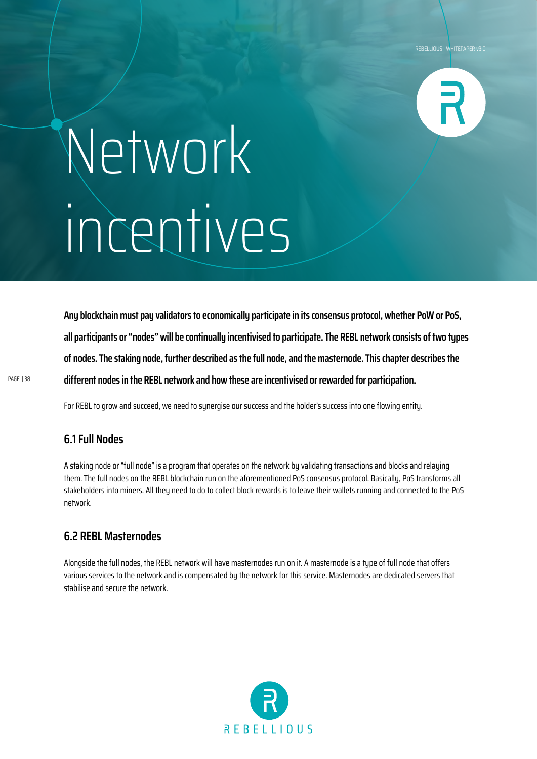# Network incentives

**Any blockchain must pay validators to economically participate in its consensus protocol, whether PoW or PoS, all participants or "nodes" will be continually incentivised to participate. The REBL network consists of two types of nodes. The staking node, further described as the full node, and the masternode. This chapter describes the different nodes in the REBL network and how these are incentivised or rewarded for participation.**

For REBL to grow and succeed, we need to synergise our success and the holder's success into one flowing entity.

## 6.1 Full Nodes

A staking node or "full node" is a program that operates on the network by validating transactions and blocks and relaying them. The full nodes on the REBL blockchain run on the aforementioned PoS consensus protocol. Basically, PoS transforms all stakeholders into miners. All they need to do to collect block rewards is to leave their wallets running and connected to the PoS network.

## 6.2 REBL Masternodes

Alongside the full nodes, the REBL network will have masternodes run on it. A masternode is a type of full node that offers various services to the network and is compensated by the network for this service. Masternodes are dedicated servers that stabilise and secure the network.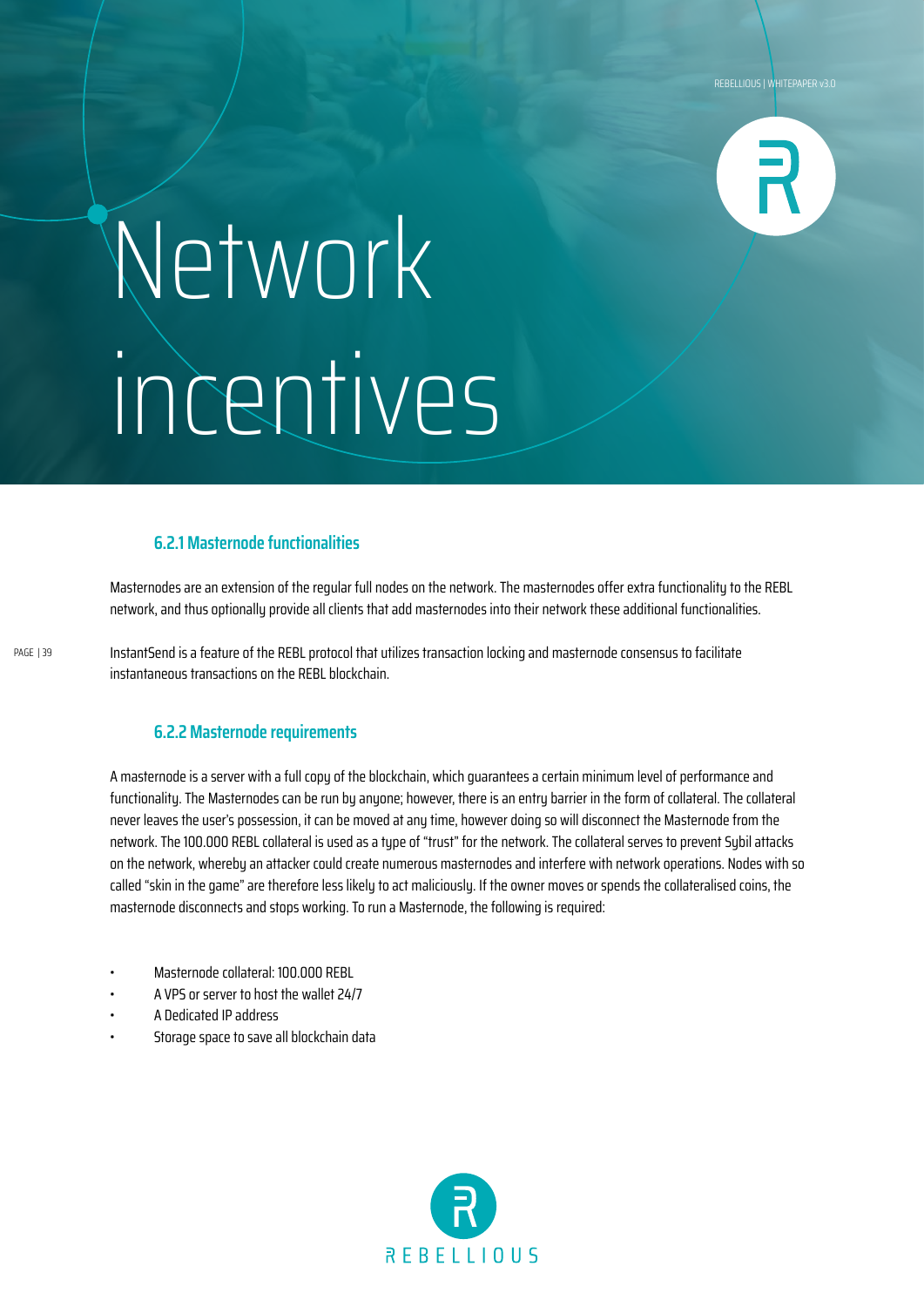# Network incentives

### 6.2.1 Masternode functionalities

Masternodes are an extension of the regular full nodes on the network. The masternodes offer extra functionality to the REBL network, and thus optionally provide all clients that add masternodes into their network these additional functionalities.

InstantSend is a feature of the REBL protocol that utilizes transaction locking and masternode consensus to facilitate instantaneous transactions on the REBL blockchain.

### 6.2.2 Masternode requirements

A masternode is a server with a full copy of the blockchain, which guarantees a certain minimum level of performance and functionality. The Masternodes can be run by anyone; however, there is an entry barrier in the form of collateral. The collateral never leaves the user's possession, it can be moved at any time, however doing so will disconnect the Masternode from the network. The 100.000 REBL collateral is used as a type of "trust" for the network. The collateral serves to prevent Sybil attacks on the network, whereby an attacker could create numerous masternodes and interfere with network operations. Nodes with so called "skin in the game" are therefore less likely to act maliciously. If the owner moves or spends the collateralised coins, the masternode disconnects and stops working. To run a Masternode, the following is required:

- Masternode collateral: 100.000 REBL
- A VPS or server to host the wallet 24/7
- A Dedicated IP address
- Storage space to save all blockchain data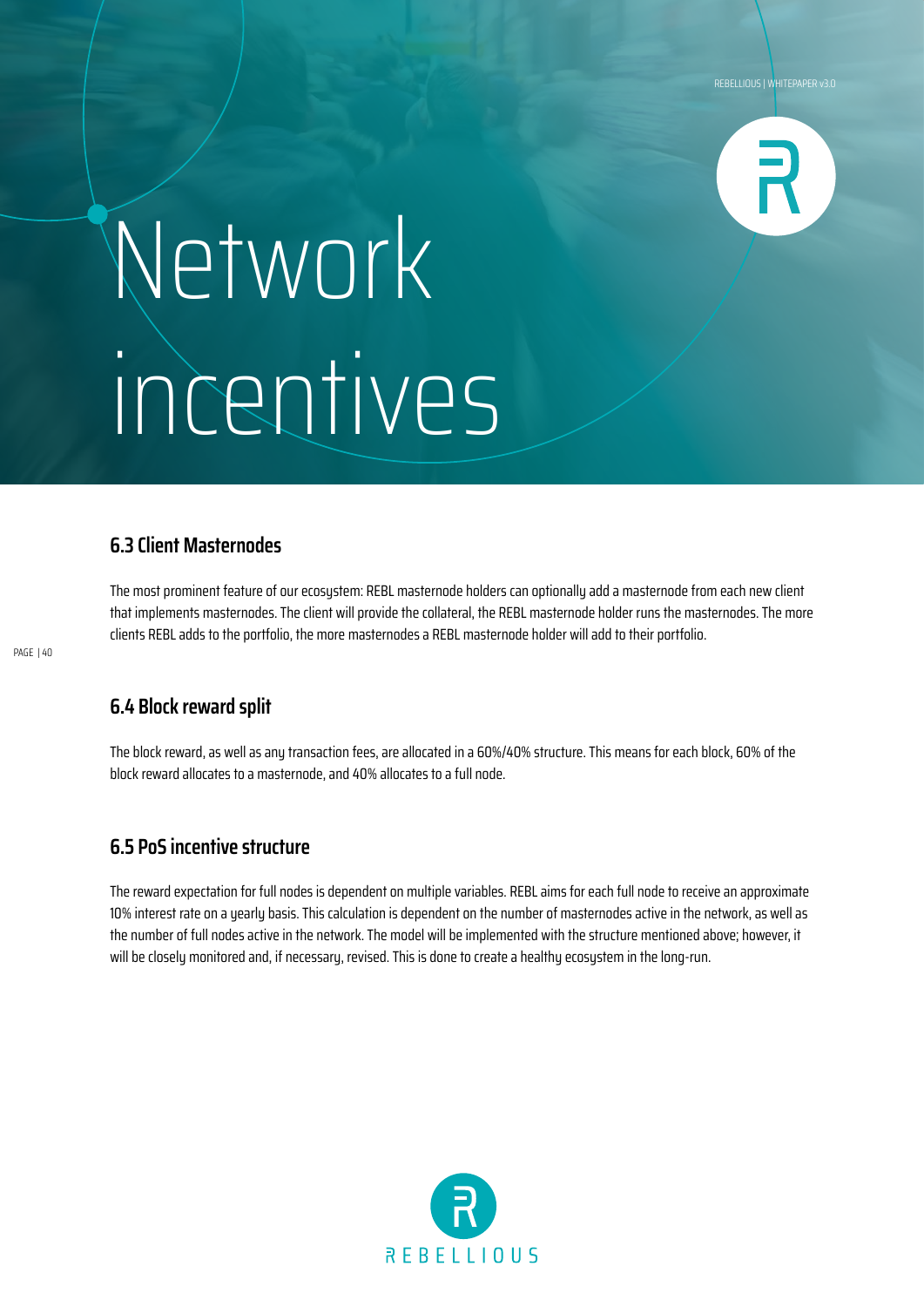# Network incentives

## 6.3 Client Masternodes

The most prominent feature of our ecosystem: REBL masternode holders can optionally add a masternode from each new client that implements masternodes. The client will provide the collateral, the REBL masternode holder runs the masternodes. The more clients REBL adds to the portfolio, the more masternodes a REBL masternode holder will add to their portfolio.

## 6.4 Block reward split

The block reward, as well as any transaction fees, are allocated in a 60%/40% structure. This means for each block, 60% of the block reward allocates to a masternode, and 40% allocates to a full node.

## 6.5 PoS incentive structure

The reward expectation for full nodes is dependent on multiple variables. REBL aims for each full node to receive an approximate 10% interest rate on a yearly basis. This calculation is dependent on the number of masternodes active in the network, as well as the number of full nodes active in the network. The model will be implemented with the structure mentioned above; however, it will be closely monitored and, if necessary, revised. This is done to create a healthy ecosystem in the long-run.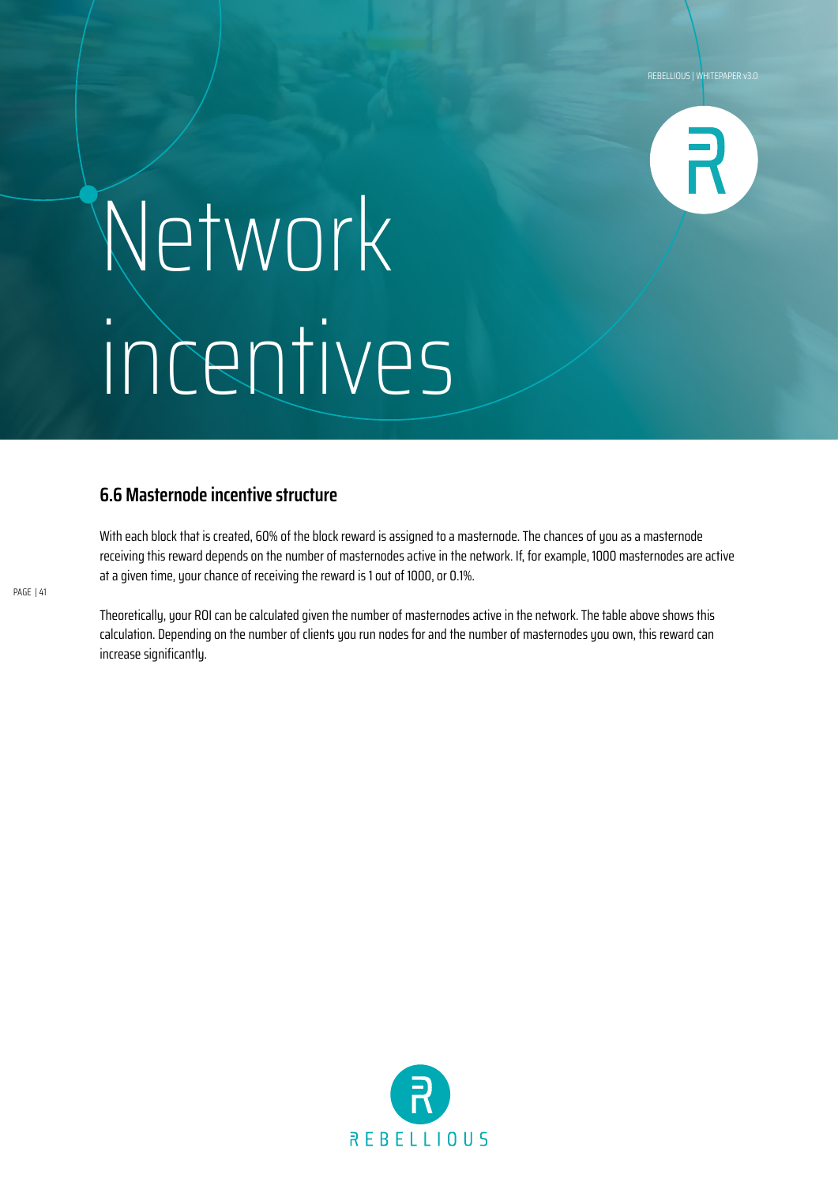# Network incentives

## 6.6 Masternode incentive structure

With each block that is created, 60% of the block reward is assigned to a masternode. The chances of you as a masternode receiving this reward depends on the number of masternodes active in the network. If, for example, 1000 masternodes are active at a given time, your chance of receiving the reward is 1 out of 1000, or 0.1%.

Theoretically, your ROI can be calculated given the number of masternodes active in the network. The table above shows this calculation. Depending on the number of clients you run nodes for and the number of masternodes you own, this reward can increase significantly.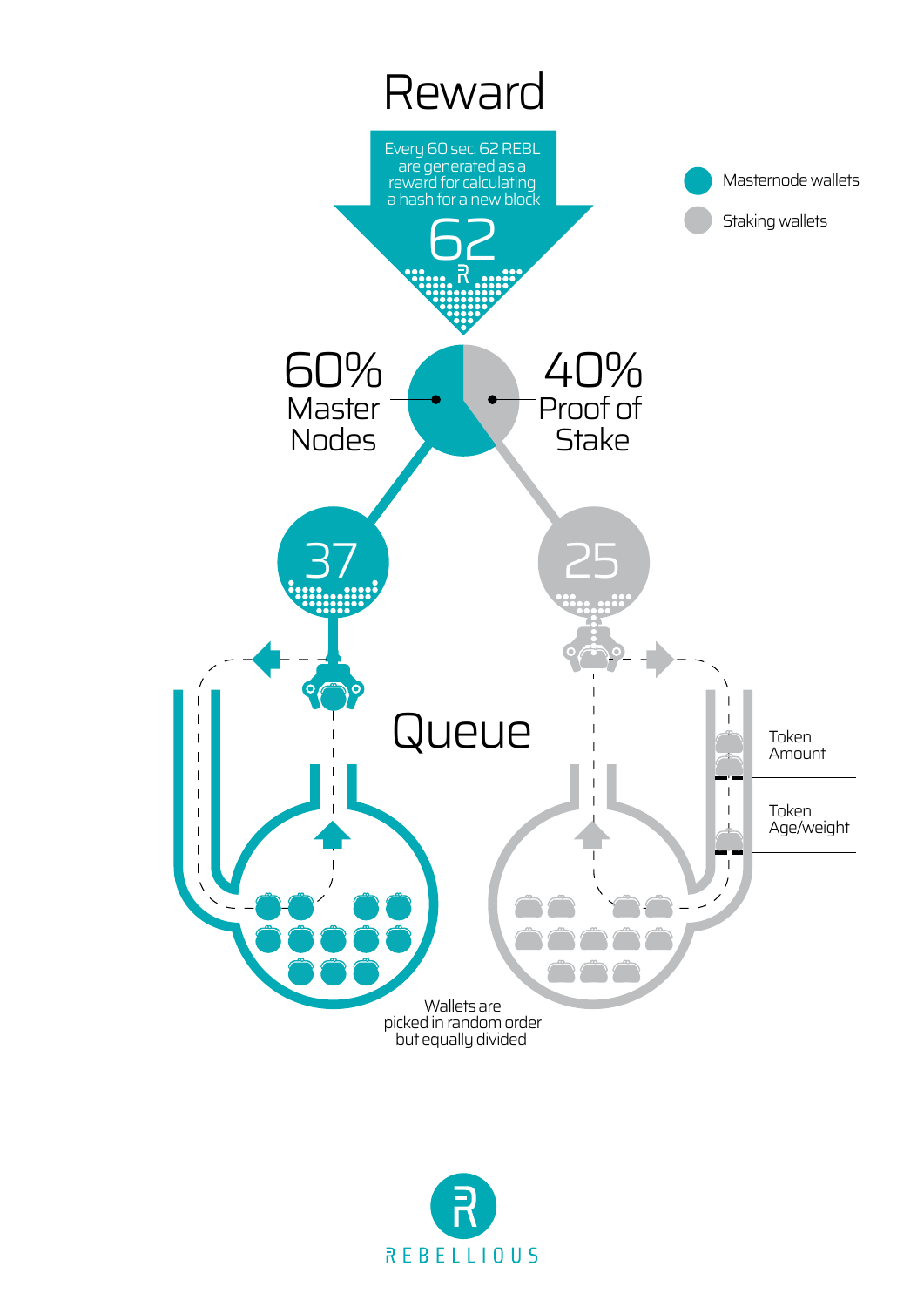# Reward

Every 60 sec. 62 REBL are generated as a reward for calculating a hash for a new block

62

Masternode wallets

Staking wallets

60% Master Nodes

40% Proof of Stake

37

25

Queue

Token Amount

Token Age/weight

Wallets are picked in random order but equally divided

REBELLIOUS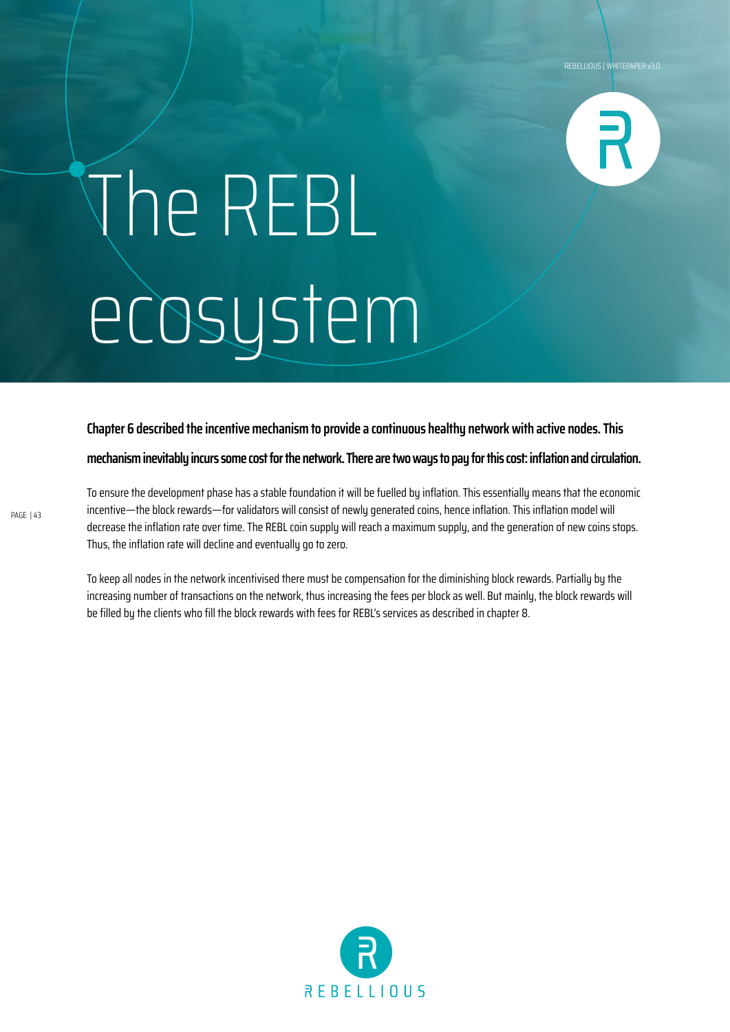# The REBL ecosystem

**Chapter 6 described the incentive mechanism to provide a continuous healthy network with active nodes. This mechanism inevitably incurs some cost for the network. There are two ways to pay for this cost: inflation and circulation.**

To ensure the development phase has a stable foundation it will be fuelled by inflation. This essentially means that the economic incentive—the block rewards—for validators will consist of newly generated coins, hence inflation. This inflation model will decrease the inflation rate over time. The REBL coin supply will reach a maximum supply, and the generation of new coins stops. Thus, the inflation rate will decline and eventually go to zero.

To keep all nodes in the network incentivised there must be compensation for the diminishing block rewards. Partially by the increasing number of transactions on the network, thus increasing the fees per block as well. But mainly, the block rewards will be filled by the clients who fill the block rewards with fees for REBL's services as described in chapter 8.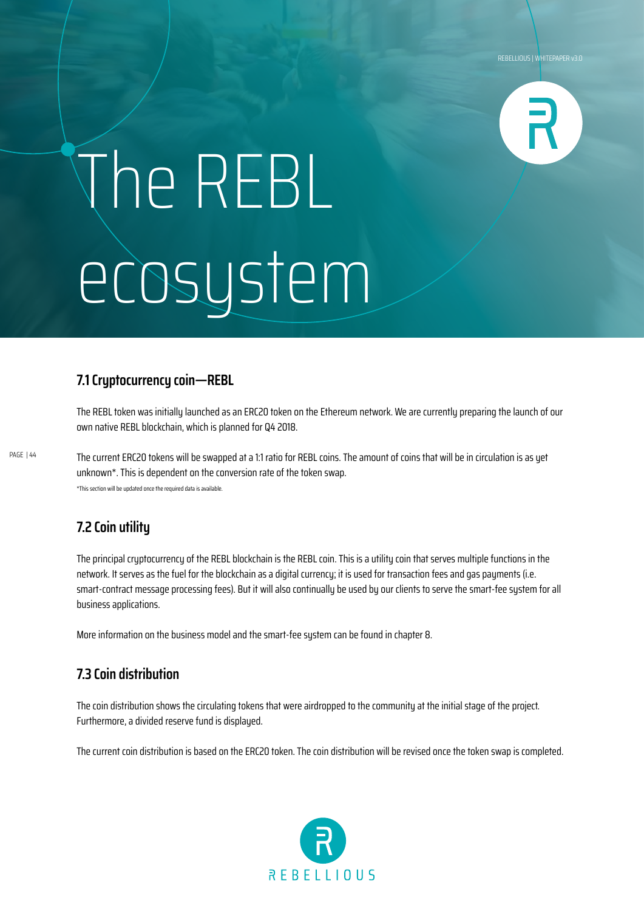# The REBL ecosystem

## 7.1 Cryptocurrency coin—REBL

The REBL token was initially launched as an ERC20 token on the Ethereum network. We are currently preparing the launch of our own native REBL blockchain, which is planned for Q4 2018.

The current ERC20 tokens will be swapped at a 1:1 ratio for REBL coins. The amount of coins that will be in circulation is as yet unknown*. This is dependent on the conversion rate of the token swap.

*This section will be updated once the required data is available.

## 7.2 Coin utility

The principal cryptocurrency of the REBL blockchain is the REBL coin. This is a utility coin that serves multiple functions in the network. It serves as the fuel for the blockchain as a digital currency; it is used for transaction fees and gas payments (i.e. smart-contract message processing fees). But it will also continually be used by our clients to serve the smart-fee system for all business applications.

More information on the business model and the smart-fee system can be found in chapter 8.

## 7.3 Coin distribution

The coin distribution shows the circulating tokens that were airdropped to the community at the initial stage of the project. Furthermore, a divided reserve fund is displayed.

The current coin distribution is based on the ERC20 token. The coin distribution will be revised once the token swap is completed.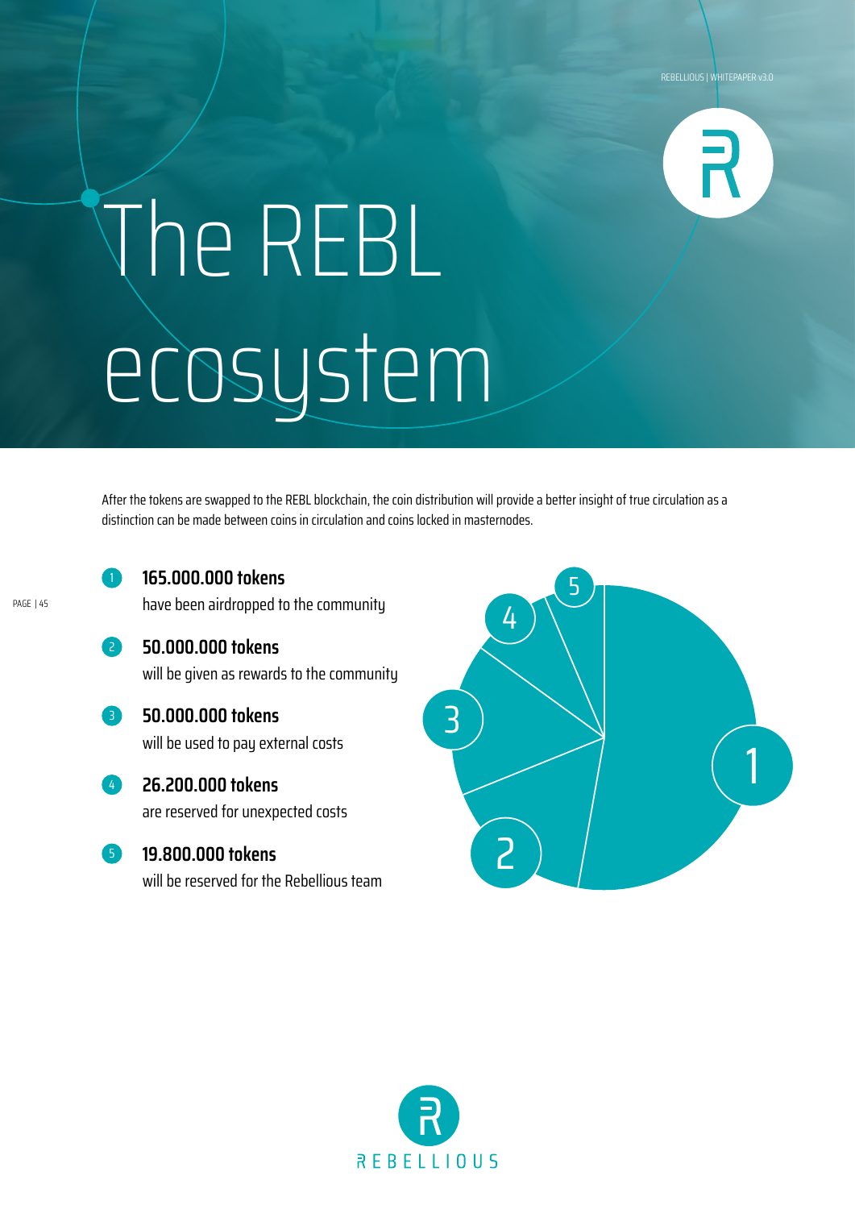# The REBL ecosystem

After the tokens are swapped to the REBL blockchain, the coin distribution will provide a better insight of true circulation as a distinction can be made between coins in circulation and coins locked in masternodes.

1. **165.000.000 tokens**
   have been airdropped to the community
2. **50.000.000 tokens**
   will be given as rewards to the community
3. **50.000.000 tokens**
   will be used to pay external costs
4. **26.200.000 tokens**
   are reserved for unexpected costs
5. **19.800.000 tokens**
   will be reserved for the Rebellious team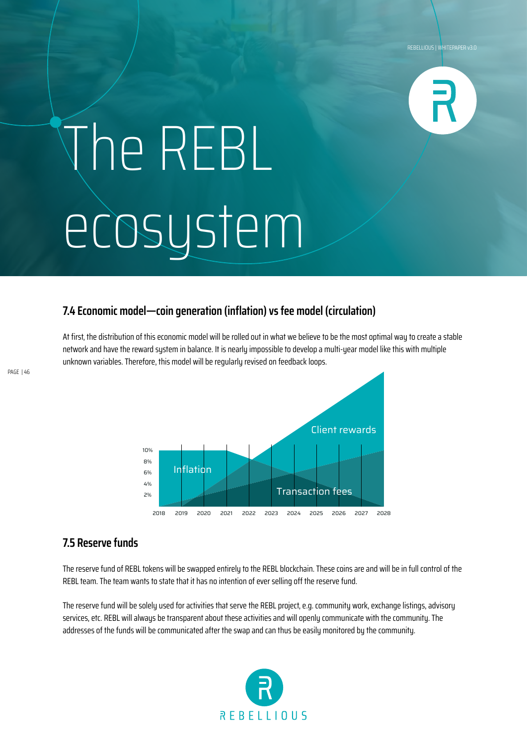# The REBL ecosystem

## 7.4 Economic model—coin generation (inflation) vs fee model (circulation)

At first, the distribution of this economic model will be rolled out in what we believe to be the most optimal way to create a stable network and have the reward system in balance. It is nearly impossible to develop a multi-year model like this with multiple unknown variables. Therefore, this model will be regularly revised on feedback loops.

## 7.5 Reserve funds

The reserve fund of REBL tokens will be swapped entirely to the REBL blockchain. These coins are and will be in full control of the REBL team. The team wants to state that it has no intention of ever selling off the reserve fund.

The reserve fund will be solely used for activities that serve the REBL project, e.g. community work, exchange listings, advisory services, etc. REBL will always be transparent about these activities and will openly communicate with the community. The addresses of the funds will be communicated after the swap and can thus be easily monitored by the community.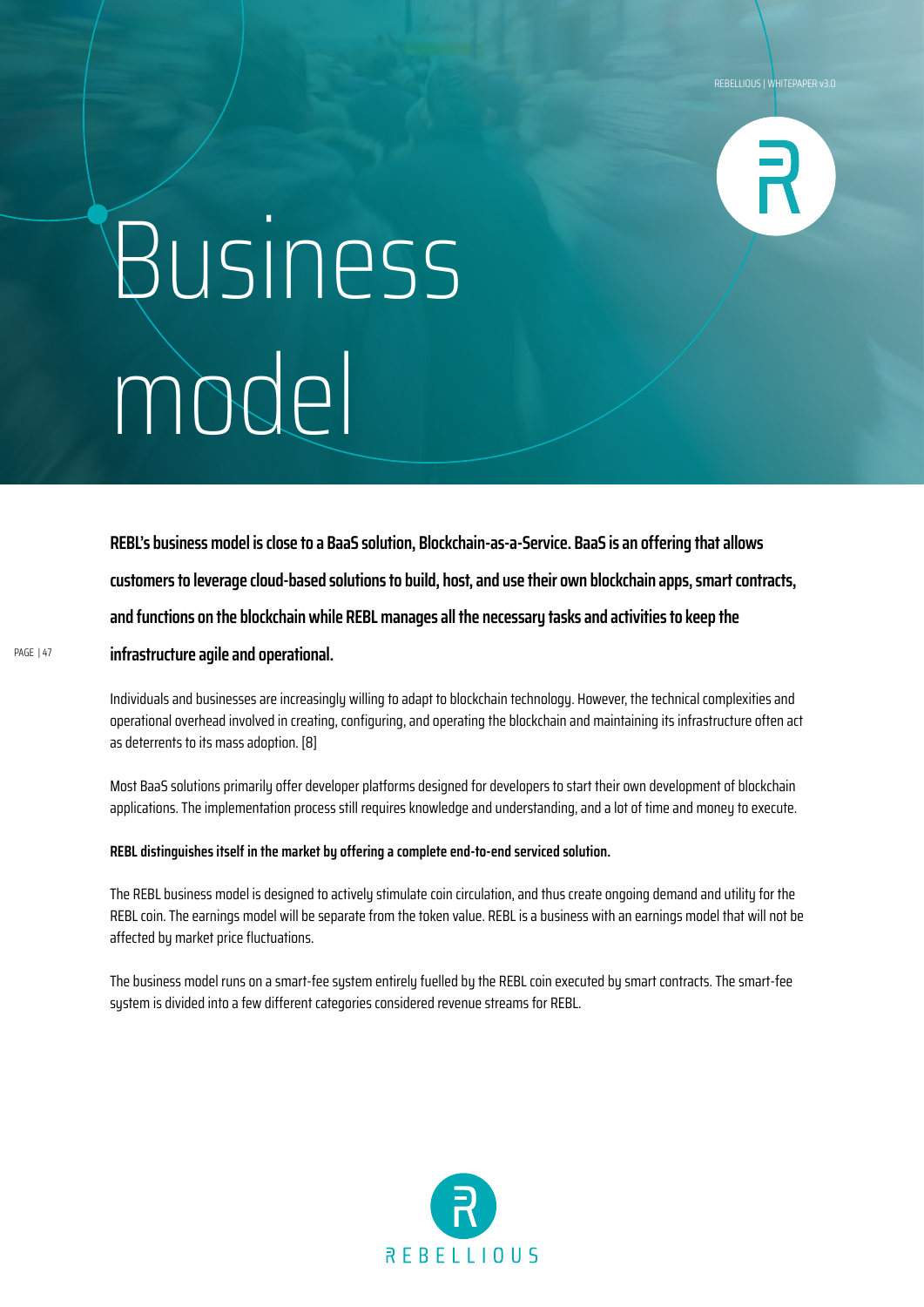# Business model

**REBL's business model is close to a BaaS solution, Blockchain-as-a-Service. BaaS is an offering that allows customers to leverage cloud-based solutions to build, host, and use their own blockchain apps, smart contracts, and functions on the blockchain while REBL manages all the necessary tasks and activities to keep the infrastructure agile and operational.**

Individuals and businesses are increasingly willing to adapt to blockchain technology. However, the technical complexities and operational overhead involved in creating, configuring, and operating the blockchain and maintaining its infrastructure often act as deterrents to its mass adoption. [8]

Most BaaS solutions primarily offer developer platforms designed for developers to start their own development of blockchain applications. The implementation process still requires knowledge and understanding, and a lot of time and money to execute.

**REBL distinguishes itself in the market by offering a complete end-to-end serviced solution.**

The REBL business model is designed to actively stimulate coin circulation, and thus create ongoing demand and utility for the REBL coin. The earnings model will be separate from the token value. REBL is a business with an earnings model that will not be affected by market price fluctuations.

The business model runs on a smart-fee system entirely fuelled by the REBL coin executed by smart contracts. The smart-fee system is divided into a few different categories considered revenue streams for REBL.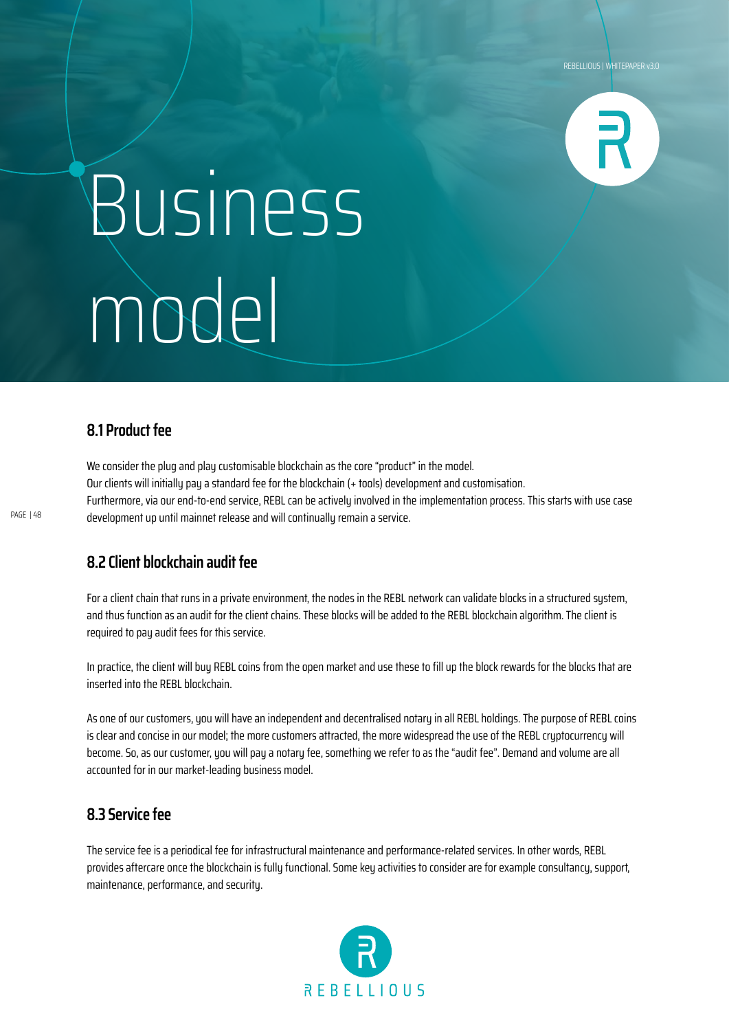# Business model

## 8.1 Product fee

We consider the plug and play customisable blockchain as the core "product" in the model.
Our clients will initially pay a standard fee for the blockchain (+ tools) development and customisation.
Furthermore, via our end-to-end service, REBL can be actively involved in the implementation process. This starts with use case development up until mainnet release and will continually remain a service.

## 8.2 Client blockchain audit fee

For a client chain that runs in a private environment, the nodes in the REBL network can validate blocks in a structured system, and thus function as an audit for the client chains. These blocks will be added to the REBL blockchain algorithm. The client is required to pay audit fees for this service.

In practice, the client will buy REBL coins from the open market and use these to fill up the block rewards for the blocks that are inserted into the REBL blockchain.

As one of our customers, you will have an independent and decentralised notary in all REBL holdings. The purpose of REBL coins is clear and concise in our model; the more customers attracted, the more widespread the use of the REBL cryptocurrency will become. So, as our customer, you will pay a notary fee, something we refer to as the "audit fee". Demand and volume are all accounted for in our market-leading business model.

## 8.3 Service fee

The service fee is a periodical fee for infrastructural maintenance and performance-related services. In other words, REBL provides aftercare once the blockchain is fully functional. Some key activities to consider are for example consultancy, support, maintenance, performance, and security.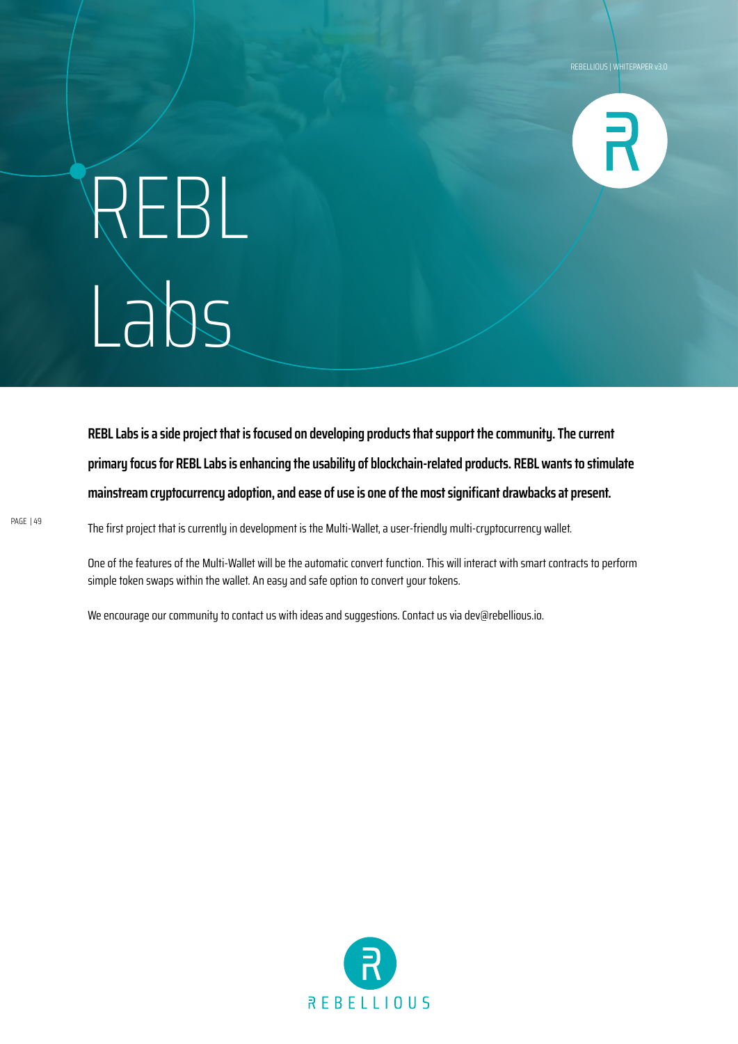# REBL Labs

**REBL Labs is a side project that is focused on developing products that support the community. The current primary focus for REBL Labs is enhancing the usability of blockchain-related products. REBL wants to stimulate mainstream cryptocurrency adoption, and ease of use is one of the most significant drawbacks at present.**

The first project that is currently in development is the Multi-Wallet, a user-friendly multi-cryptocurrency wallet.

One of the features of the Multi-Wallet will be the automatic convert function. This will interact with smart contracts to perform simple token swaps within the wallet. An easy and safe option to convert your tokens.

We encourage our community to contact us with ideas and suggestions. Contact us via dev@rebellious.io.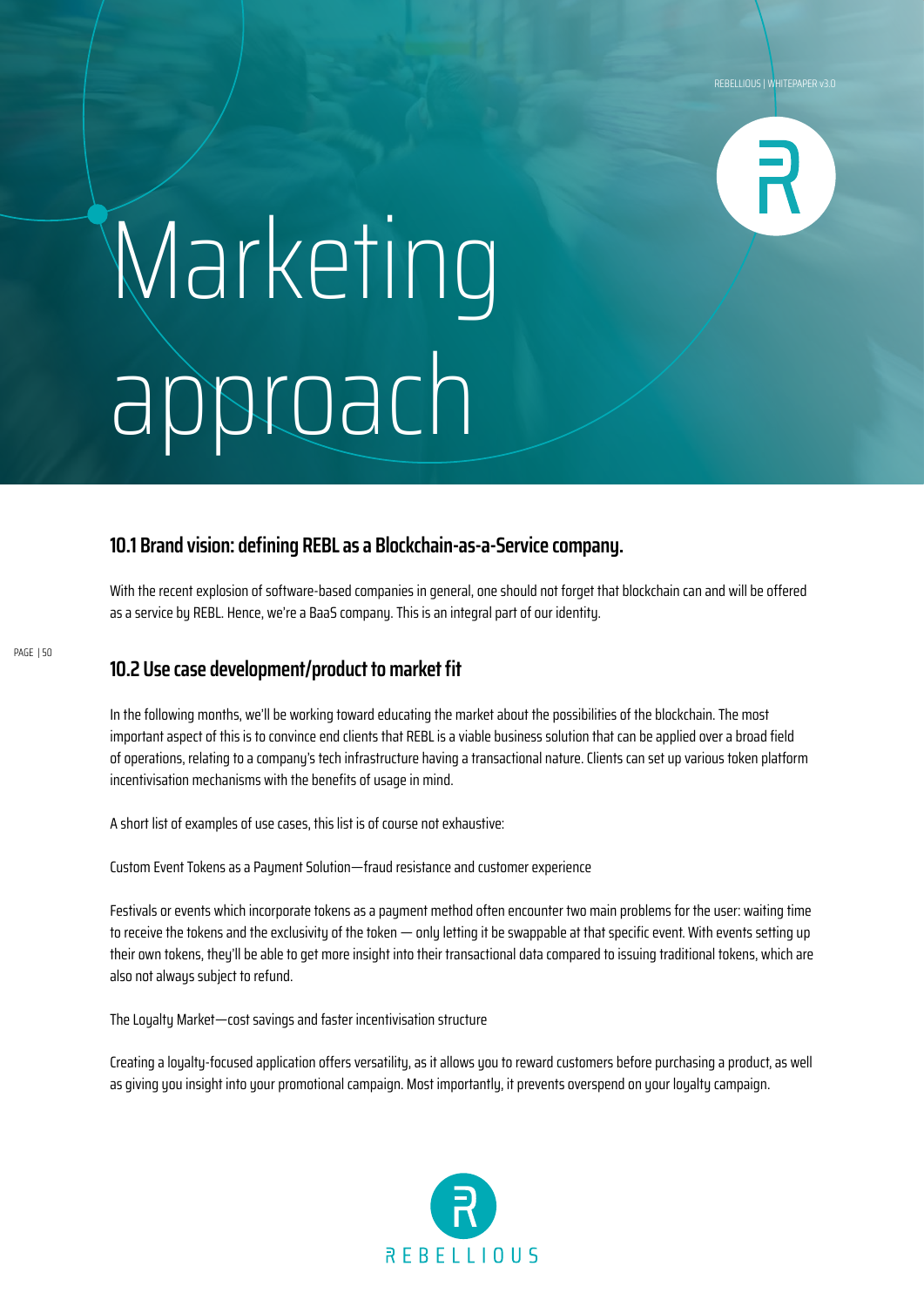# Marketing approach

## 10.1 Brand vision: defining REBL as a Blockchain-as-a-Service company.

With the recent explosion of software-based companies in general, one should not forget that blockchain can and will be offered as a service by REBL. Hence, we're a BaaS company. This is an integral part of our identity.

## 10.2 Use case development/product to market fit

In the following months, we'll be working toward educating the market about the possibilities of the blockchain. The most important aspect of this is to convince end clients that REBL is a viable business solution that can be applied over a broad field of operations, relating to a company's tech infrastructure having a transactional nature. Clients can set up various token platform incentivisation mechanisms with the benefits of usage in mind.

A short list of examples of use cases, this list is of course not exhaustive:

Custom Event Tokens as a Payment Solution—fraud resistance and customer experience

Festivals or events which incorporate tokens as a payment method often encounter two main problems for the user: waiting time to receive the tokens and the exclusivity of the token — only letting it be swappable at that specific event. With events setting up their own tokens, they'll be able to get more insight into their transactional data compared to issuing traditional tokens, which are also not always subject to refund.

The Loyalty Market—cost savings and faster incentivisation structure

Creating a loyalty-focused application offers versatility, as it allows you to reward customers before purchasing a product, as well as giving you insight into your promotional campaign. Most importantly, it prevents overspend on your loyalty campaign.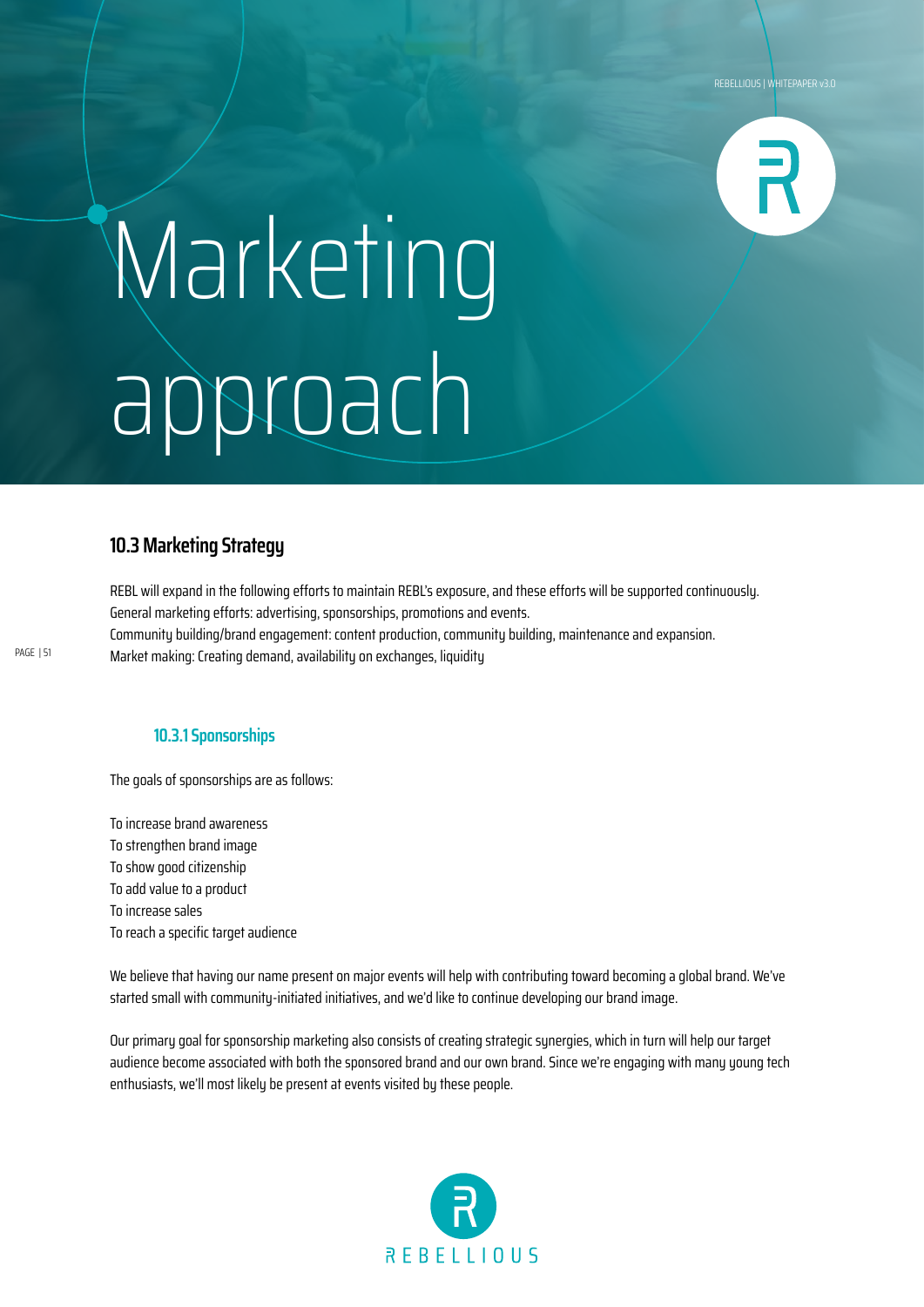# Marketing approach

## 10.3 Marketing Strategy

REBL will expand in the following efforts to maintain REBL's exposure, and these efforts will be supported continuously.
General marketing efforts: advertising, sponsorships, promotions and events.
Community building/brand engagement: content production, community building, maintenance and expansion.
Market making: Creating demand, availability on exchanges, liquidity

### 10.3.1 Sponsorships

The goals of sponsorships are as follows:

To increase brand awareness
To strengthen brand image
To show good citizenship
To add value to a product
To increase sales
To reach a specific target audience

We believe that having our name present on major events will help with contributing toward becoming a global brand. We've started small with community-initiated initiatives, and we'd like to continue developing our brand image.

Our primary goal for sponsorship marketing also consists of creating strategic synergies, which in turn will help our target audience become associated with both the sponsored brand and our own brand. Since we're engaging with many young tech enthusiasts, we'll most likely be present at events visited by these people.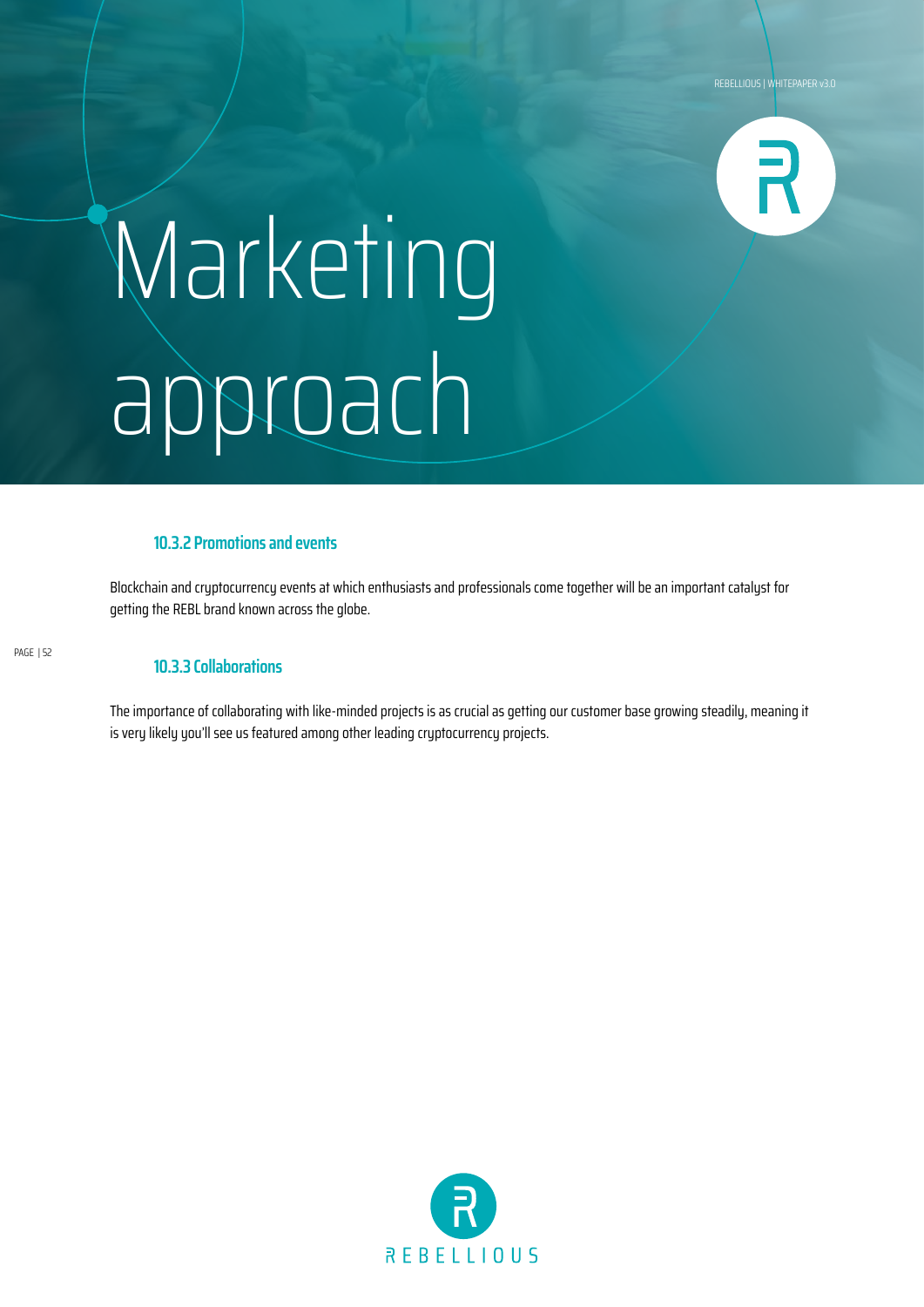# Marketing approach

### 10.3.2 Promotions and events

Blockchain and cryptocurrency events at which enthusiasts and professionals come together will be an important catalyst for getting the REBL brand known across the globe.

### 10.3.3 Collaborations

The importance of collaborating with like-minded projects is as crucial as getting our customer base growing steadily, meaning it is very likely you'll see us featured among other leading cryptocurrency projects.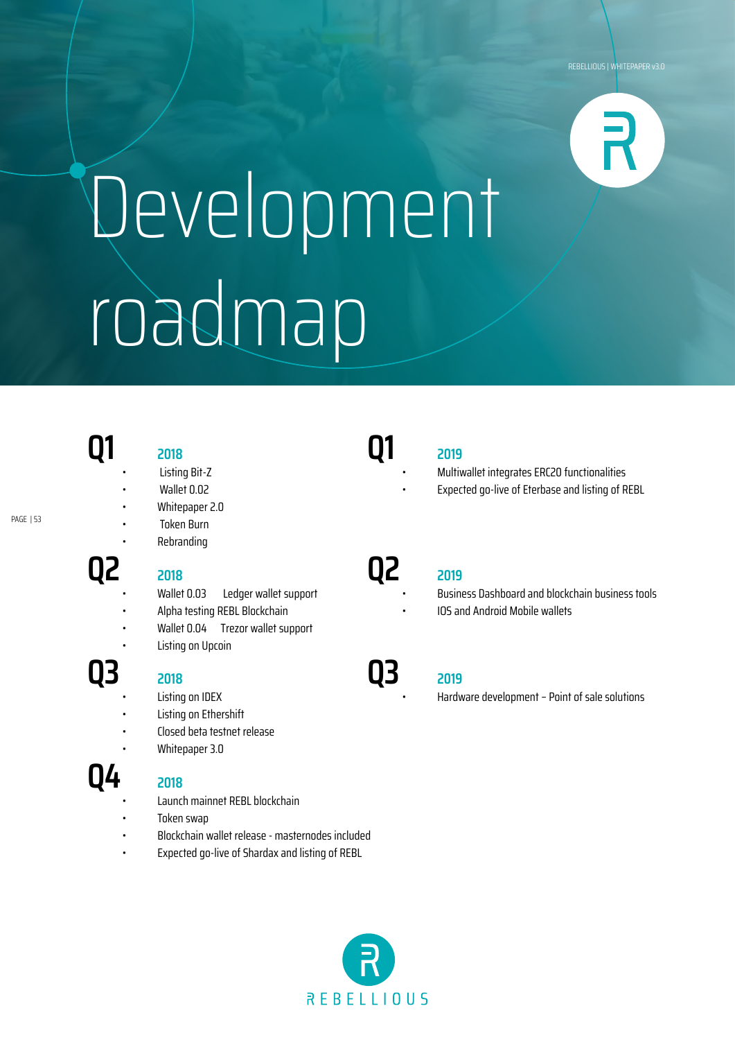# Development roadmap

## Q1

### 2018

- Listing Bit-Z
- Wallet 0.02
- Whitepaper 2.0
- Token Burn
- Rebranding

## Q2

### 2018

- Wallet 0.03 Ledger wallet support
- Alpha testing REBL Blockchain
- Wallet 0.04 Trezor wallet support
- Listing on Upcoin

## Q3

### 2018

- Listing on IDEX
- Listing on Ethershift
- Closed beta testnet release
- Whitepaper 3.0

## Q4

### 2018

- Launch mainnet REBL blockchain
- Token swap
- Blockchain wallet release - masternodes included
- Expected go-live of Shardax and listing of REBL

## Q1

### 2019

- Multiwallet integrates ERC20 functionalities
- Expected go-live of Eterbase and listing of REBL

## Q2

### 2019

- Business Dashboard and blockchain business tools
- IOS and Android Mobile wallets

## Q3

### 2019

- Hardware development – Point of sale solutions

REBELLIOUS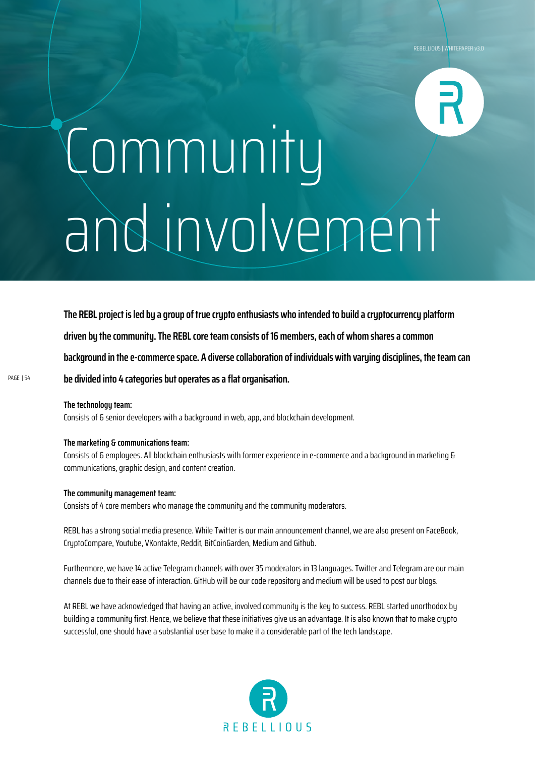# Community and involvement

**The REBL project is led by a group of true crypto enthusiasts who intended to build a cryptocurrency platform driven by the community. The REBL core team consists of 16 members, each of whom shares a common background in the e-commerce space. A diverse collaboration of individuals with varying disciplines, the team can be divided into 4 categories but operates as a flat organisation.**

**The technology team:**
Consists of 6 senior developers with a background in web, app, and blockchain development.

**The marketing & communications team:**
Consists of 6 employees. All blockchain enthusiasts with former experience in e-commerce and a background in marketing & communications, graphic design, and content creation.

**The community management team:**
Consists of 4 core members who manage the community and the community moderators.

REBL has a strong social media presence. While Twitter is our main announcement channel, we are also present on FaceBook, CryptoCompare, Youtube, VKontakte, Reddit, BitCoinGarden, Medium and Github.

Furthermore, we have 14 active Telegram channels with over 35 moderators in 13 languages. Twitter and Telegram are our main channels due to their ease of interaction. GitHub will be our code repository and medium will be used to post our blogs.

At REBL we have acknowledged that having an active, involved community is the key to success. REBL started unorthodox by building a community first. Hence, we believe that these initiatives give us an advantage. It is also known that to make crypto successful, one should have a substantial user base to make it a considerable part of the tech landscape.

REBELLIOUS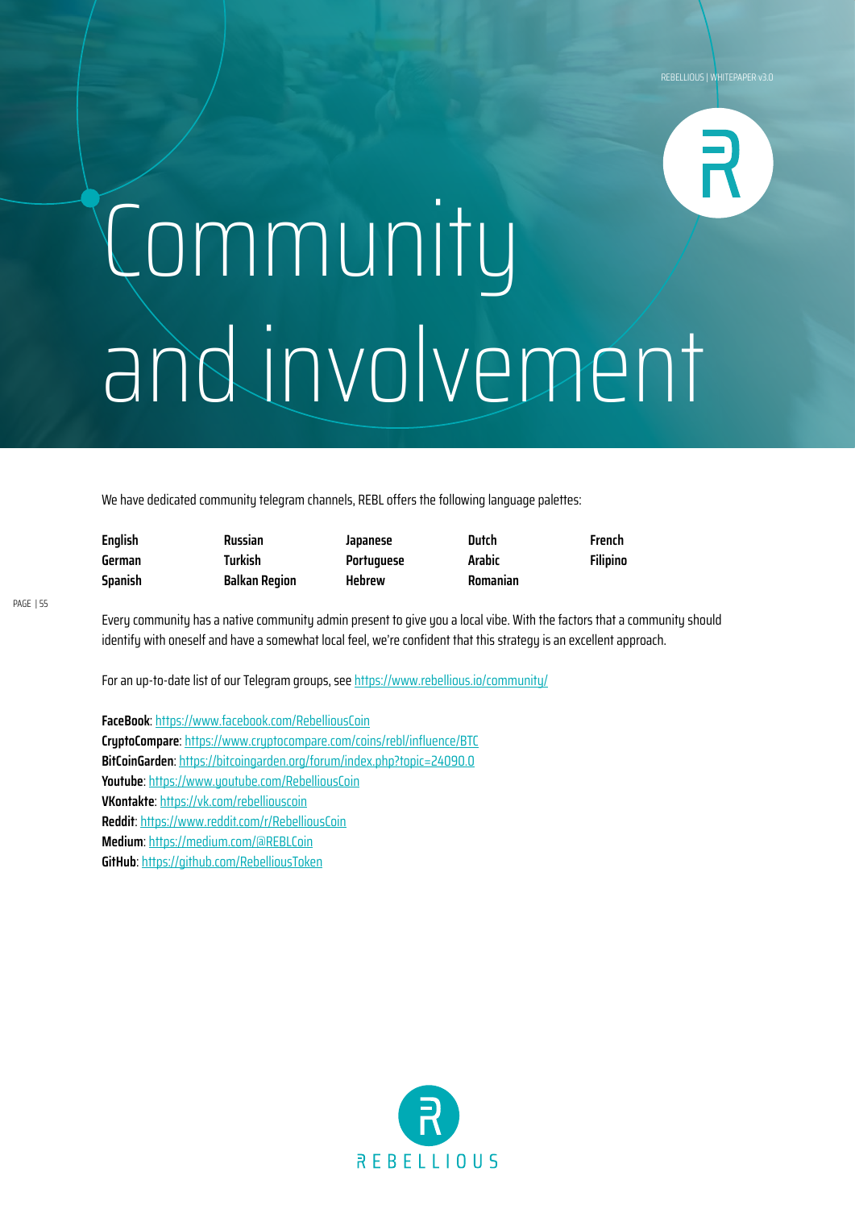# Community and involvement

We have dedicated community telegram channels, REBL offers the following language palettes:

| | | | | |
|---|---|---|---|---|
| **English** | **Russian** | **Japanese** | **Dutch** | **French** |
| **German** | **Turkish** | **Portuguese** | **Arabic** | **Filipino** |
| **Spanish** | **Balkan Region** | **Hebrew** | **Romanian** | |

Every community has a native community admin present to give you a local vibe. With the factors that a community should identify with oneself and have a somewhat local feel, we're confident that this strategy is an excellent approach.

For an up-to-date list of our Telegram groups, see https://www.rebellious.io/community/

**FaceBook**: https://www.facebook.com/RebelliousCoin
**CryptoCompare**: https://www.cryptocompare.com/coins/rebl/influence/BTC
**BitCoinGarden**: https://bitcoingarden.org/forum/index.php?topic=24090.0
**Youtube**: https://www.youtube.com/RebelliousCoin
**VKontakte**: https://vk.com/rebelliouscoin
**Reddit**: https://www.reddit.com/r/RebelliousCoin
**Medium**: https://medium.com/@REBLCoin
**GitHub**: https://github.com/RebelliousToken

REBELLIOUS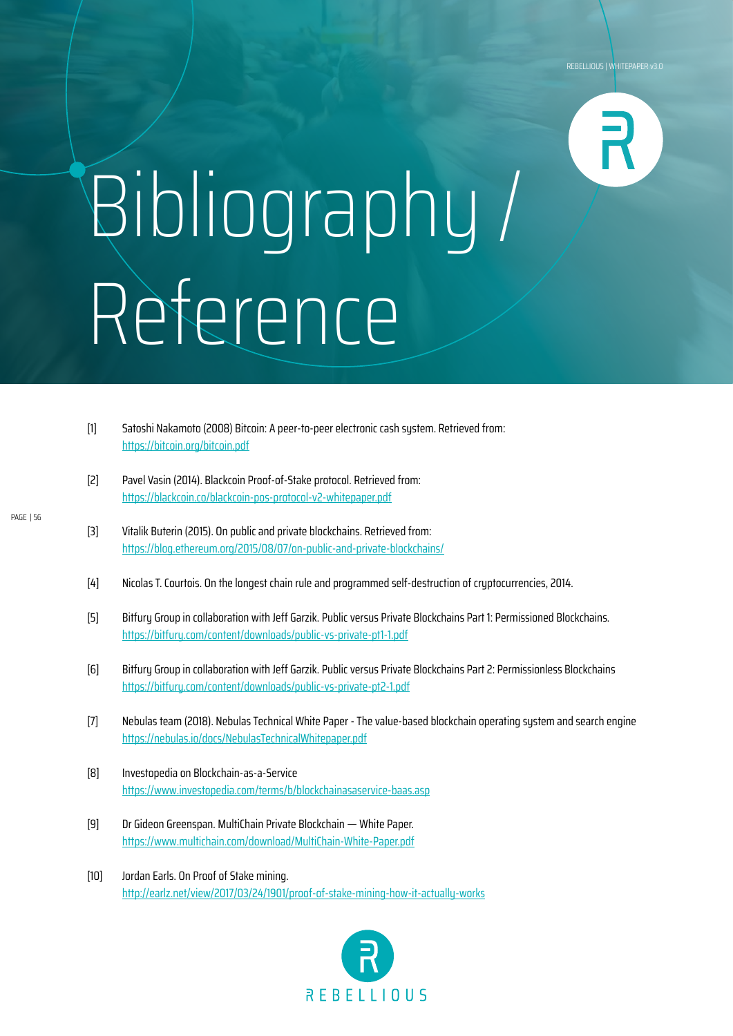# Bibliography / Reference

[1] Satoshi Nakamoto (2008) Bitcoin: A peer-to-peer electronic cash system. Retrieved from: https://bitcoin.org/bitcoin.pdf

[2] Pavel Vasin (2014). Blackcoin Proof-of-Stake protocol. Retrieved from: https://blackcoin.co/blackcoin-pos-protocol-v2-whitepaper.pdf

[3] Vitalik Buterin (2015). On public and private blockchains. Retrieved from: https://blog.ethereum.org/2015/08/07/on-public-and-private-blockchains/

[4] Nicolas T. Courtois. On the longest chain rule and programmed self-destruction of cryptocurrencies, 2014.

[5] Bitfury Group in collaboration with Jeff Garzik. Public versus Private Blockchains Part 1: Permissioned Blockchains. https://bitfury.com/content/downloads/public-vs-private-pt1-1.pdf

[6] Bitfury Group in collaboration with Jeff Garzik. Public versus Private Blockchains Part 2: Permissionless Blockchains https://bitfury.com/content/downloads/public-vs-private-pt2-1.pdf

[7] Nebulas team (2018). Nebulas Technical White Paper - The value-based blockchain operating system and search engine https://nebulas.io/docs/NebulasTechnicalWhitepaper.pdf

[8] Investopedia on Blockchain-as-a-Service https://www.investopedia.com/terms/b/blockchainasaservice-baas.asp

[9] Dr Gideon Greenspan. MultiChain Private Blockchain — White Paper. https://www.multichain.com/download/MultiChain-White-Paper.pdf

[10] Jordan Earls. On Proof of Stake mining. http://earlz.net/view/2017/03/24/1901/proof-of-stake-mining-how-it-actually-works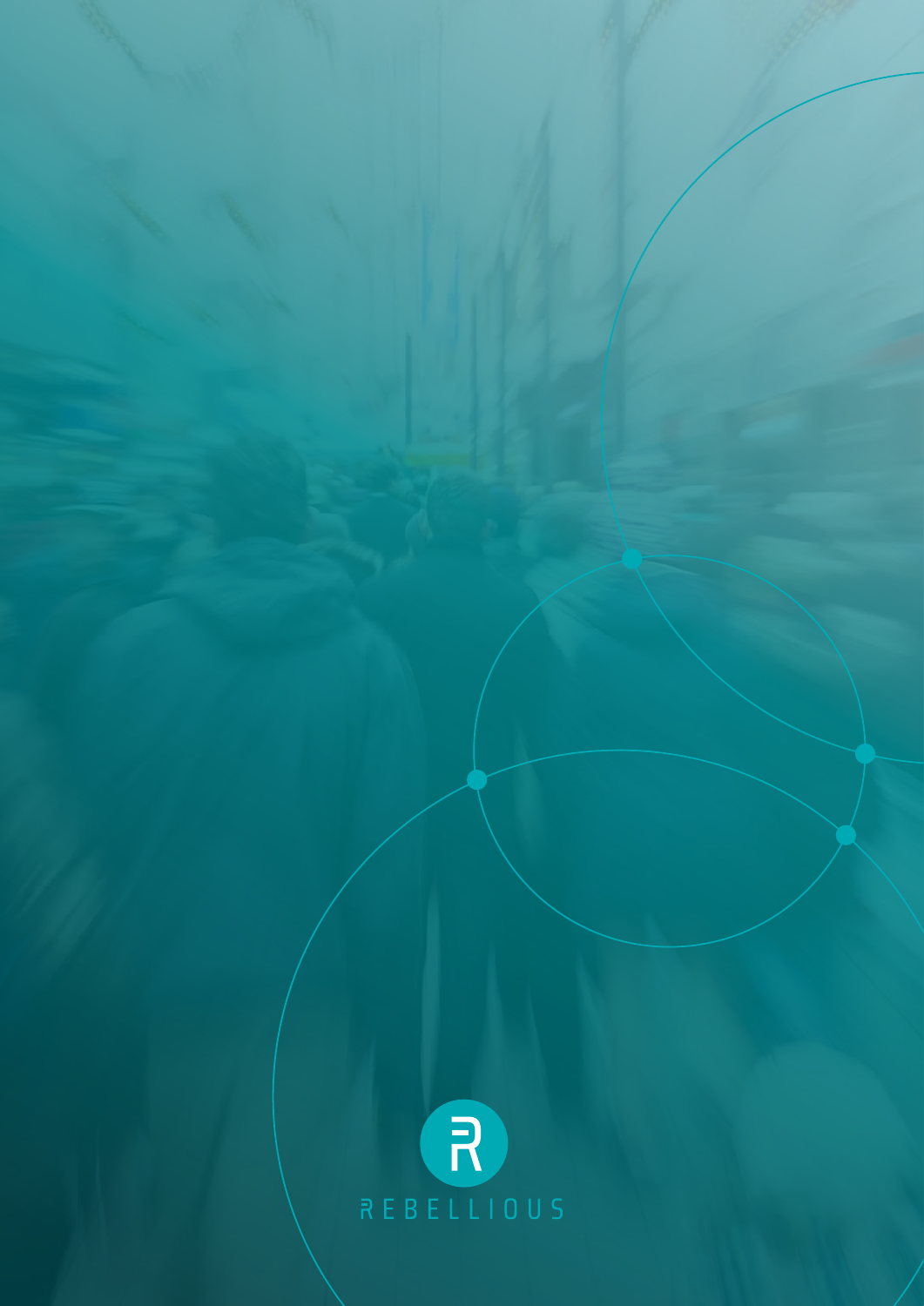REBELLIOUS